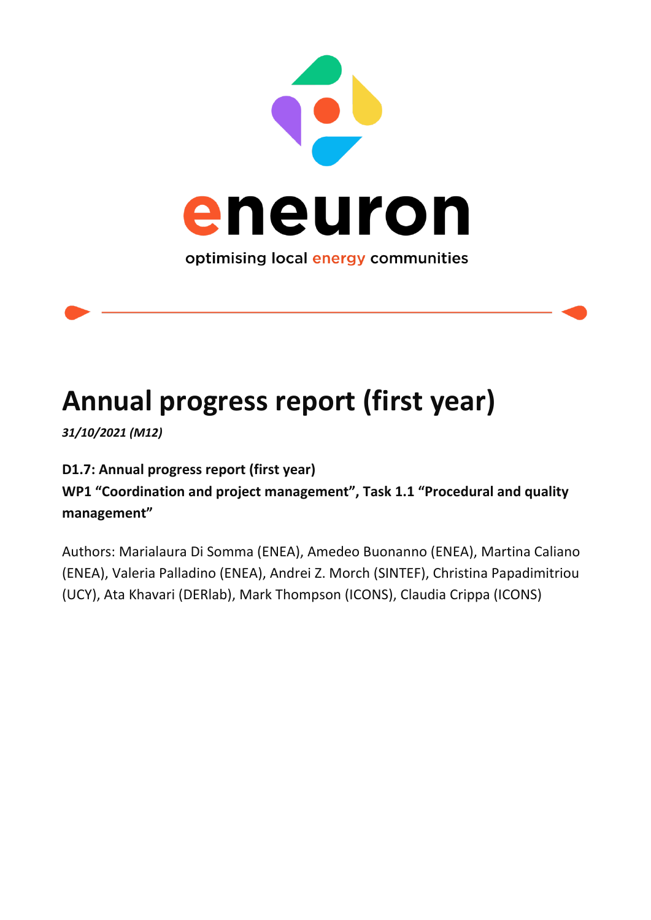eneuron

optimising local energy communities

# Annual progress report (first year)

*31/10/2021 (M12)*

**D1.7: Annual progress report (first year)**
**WP1 "Coordination and project management", Task 1.1 "Procedural and quality management"**

Authors: Marialaura Di Somma (ENEA), Amedeo Buonanno (ENEA), Martina Caliano (ENEA), Valeria Palladino (ENEA), Andrei Z. Morch (SINTEF), Christina Papadimitriou (UCY), Ata Khavari (DERlab), Mark Thompson (ICONS), Claudia Crippa (ICONS)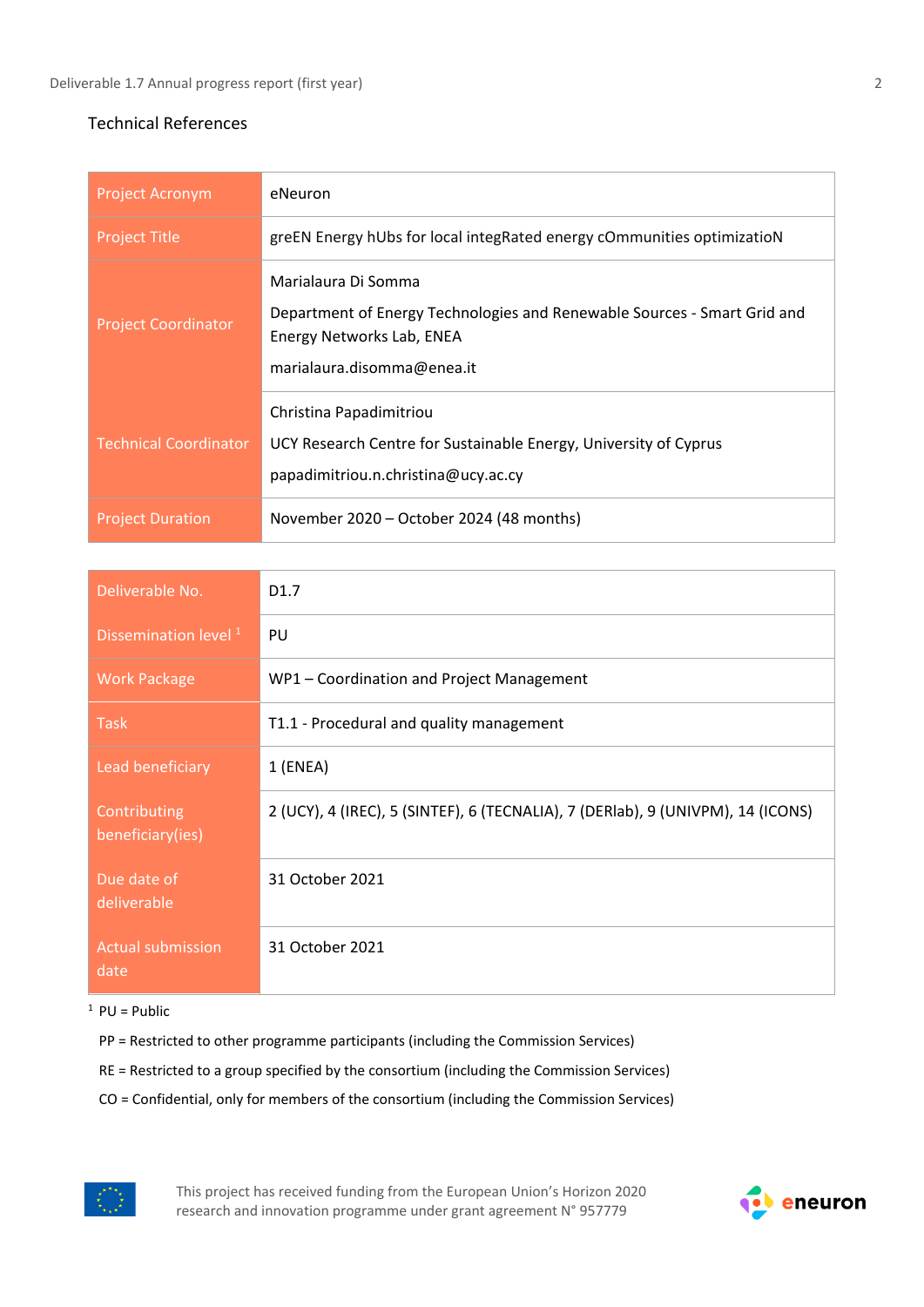## Technical References

| Project Acronym | eNeuron |
|---|---|
| Project Title | greEN Energy hUbs for local integRated energy cOmmunities optimizatioN |
| Project Coordinator | Marialaura Di Somma<br>Department of Energy Technologies and Renewable Sources - Smart Grid and Energy Networks Lab, ENEA<br>marialaura.disomma@enea.it |
| Technical Coordinator | Christina Papadimitriou<br>UCY Research Centre for Sustainable Energy, University of Cyprus<br>papadimitriou.n.christina@ucy.ac.cy |
| Project Duration | November 2020 – October 2024 (48 months) |

| Deliverable No. | D1.7 |
|---|---|
| Dissemination level [1] | PU |
| Work Package | WP1 – Coordination and Project Management |
| Task | T1.1 - Procedural and quality management |
| Lead beneficiary | 1 (ENEA) |
| Contributing beneficiary(ies) | 2 (UCY), 4 (IREC), 5 (SINTEF), 6 (TECNALIA), 7 (DERlab), 9 (UNIVPM), 14 (ICONS) |
| Due date of deliverable | 31 October 2021 |
| Actual submission date | 31 October 2021 |

[1] PU = Public

PP = Restricted to other programme participants (including the Commission Services)

RE = Restricted to a group specified by the consortium (including the Commission Services)

CO = Confidential, only for members of the consortium (including the Commission Services)

This project has received funding from the European Union's Horizon 2020 research and innovation programme under grant agreement N° 957779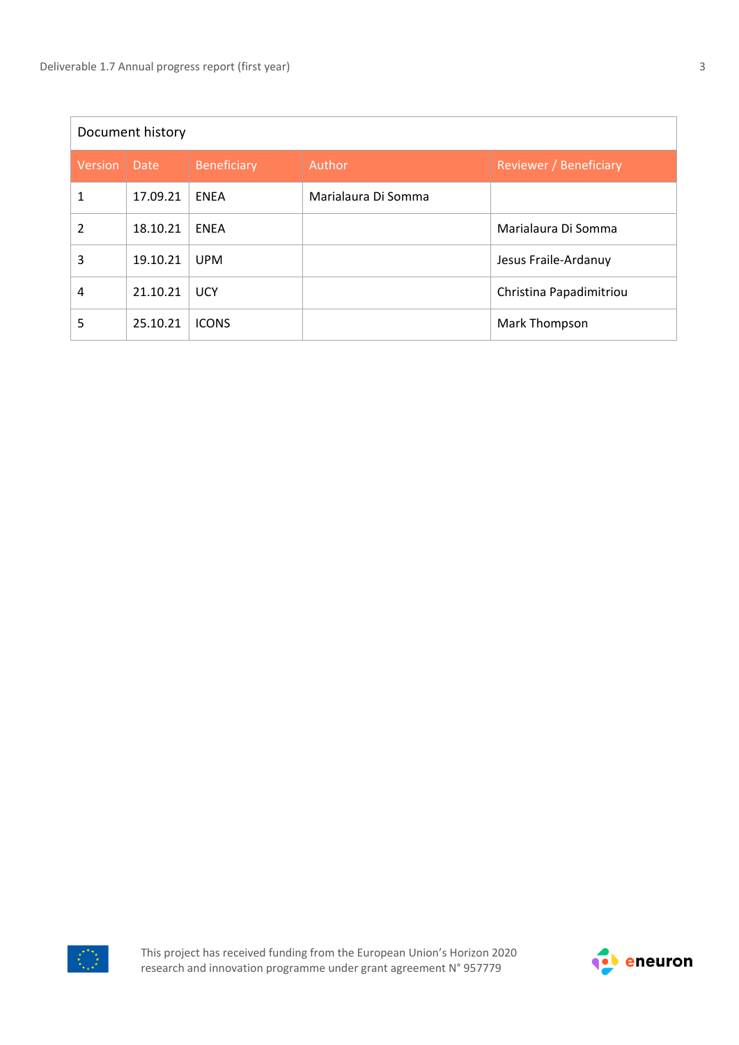| Document history | | | | |
|---|---|---|---|---|
| Version | Date | Beneficiary | Author | Reviewer / Beneficiary |
| 1 | 17.09.21 | ENEA | Marialaura Di Somma | |
| 2 | 18.10.21 | ENEA | | Marialaura Di Somma |
| 3 | 19.10.21 | UPM | | Jesus Fraile-Ardanuy |
| 4 | 21.10.21 | UCY | | Christina Papadimitriou |
| 5 | 25.10.21 | ICONS | | Mark Thompson |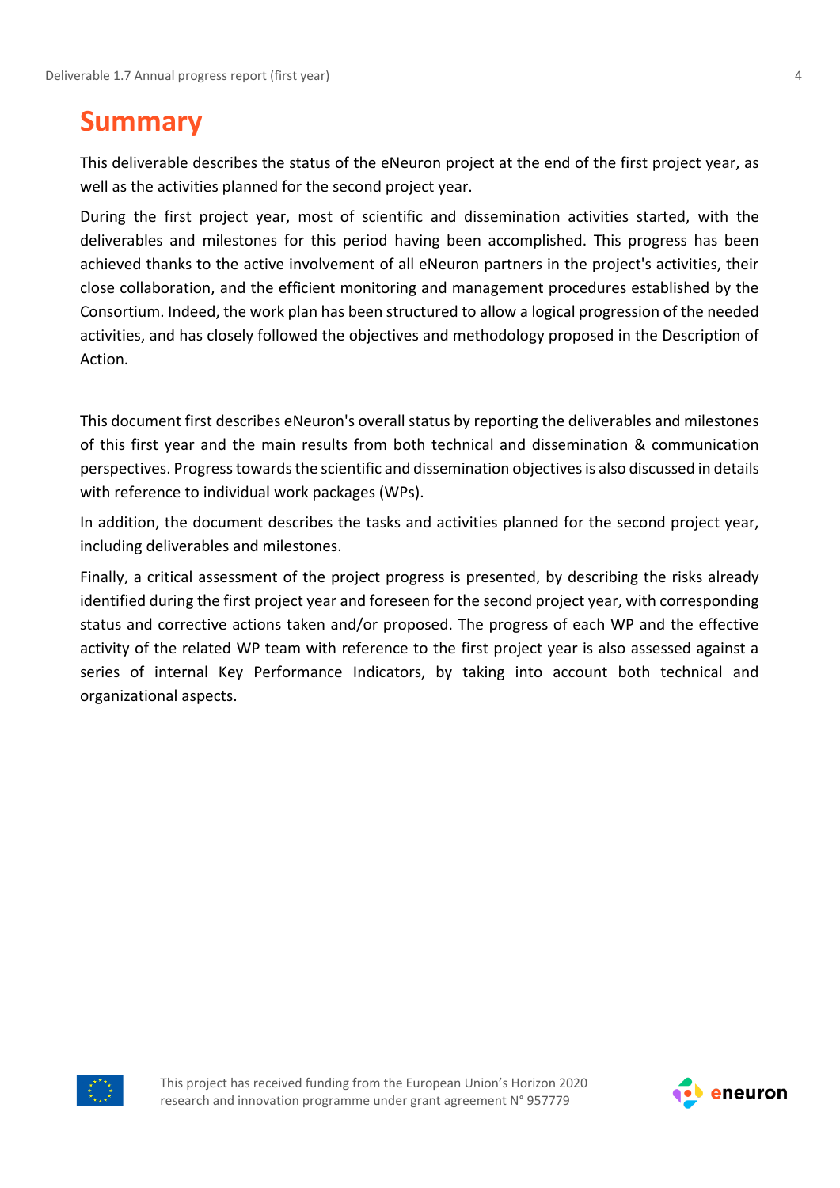# Summary

This deliverable describes the status of the eNeuron project at the end of the first project year, as well as the activities planned for the second project year.

During the first project year, most of scientific and dissemination activities started, with the deliverables and milestones for this period having been accomplished. This progress has been achieved thanks to the active involvement of all eNeuron partners in the project's activities, their close collaboration, and the efficient monitoring and management procedures established by the Consortium. Indeed, the work plan has been structured to allow a logical progression of the needed activities, and has closely followed the objectives and methodology proposed in the Description of Action.

This document first describes eNeuron's overall status by reporting the deliverables and milestones of this first year and the main results from both technical and dissemination & communication perspectives. Progress towards the scientific and dissemination objectives is also discussed in details with reference to individual work packages (WPs).

In addition, the document describes the tasks and activities planned for the second project year, including deliverables and milestones.

Finally, a critical assessment of the project progress is presented, by describing the risks already identified during the first project year and foreseen for the second project year, with corresponding status and corrective actions taken and/or proposed. The progress of each WP and the effective activity of the related WP team with reference to the first project year is also assessed against a series of internal Key Performance Indicators, by taking into account both technical and organizational aspects.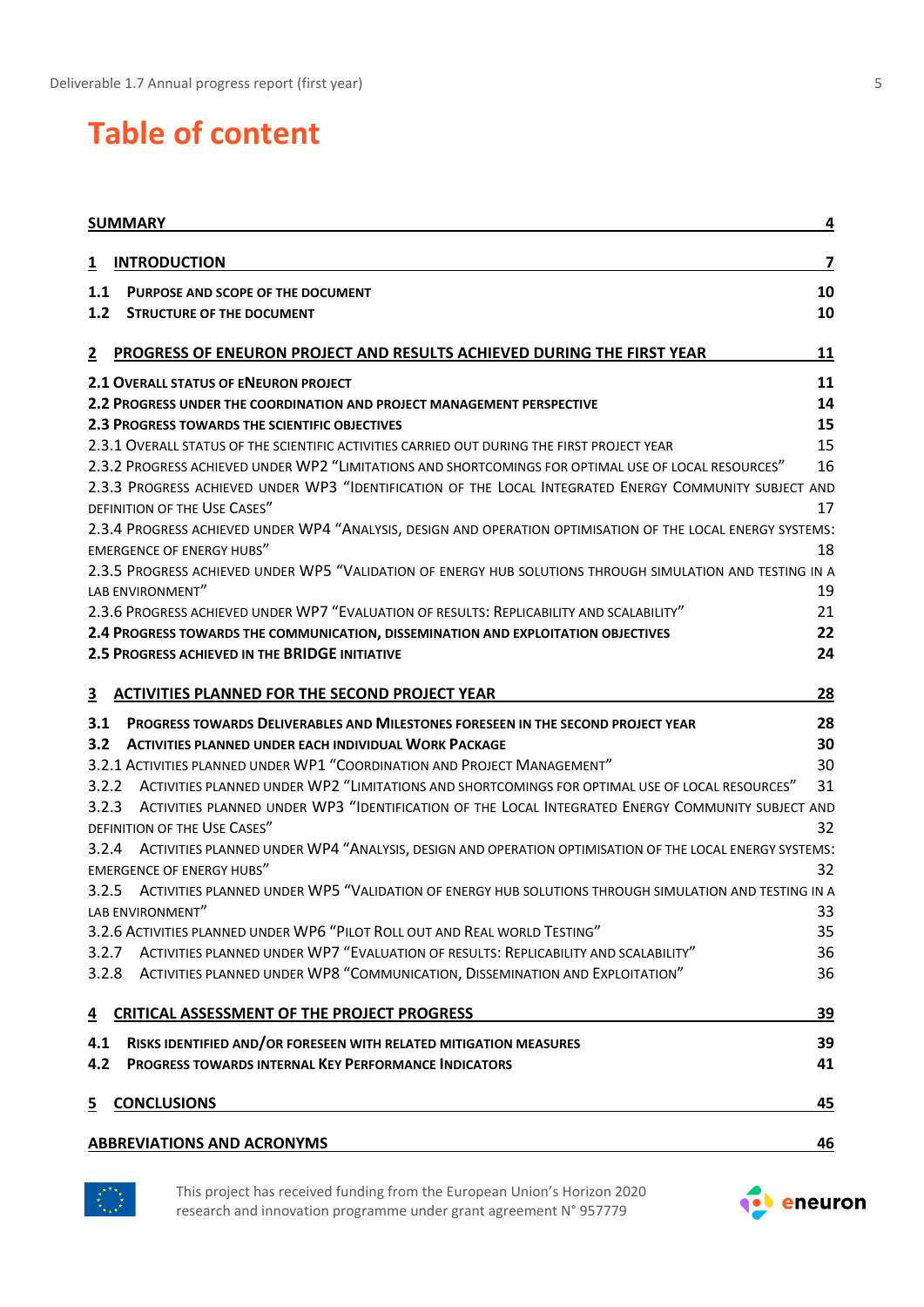# Table of content

| | |
|---|---|
| **SUMMARY** | **4** |
| **1 INTRODUCTION** | **7** |
| **1.1 PURPOSE AND SCOPE OF THE DOCUMENT** | **10** |
| **1.2 STRUCTURE OF THE DOCUMENT** | **10** |
| **2 PROGRESS OF ENEURON PROJECT AND RESULTS ACHIEVED DURING THE FIRST YEAR** | **11** |
| **2.1 OVERALL STATUS OF ENEURON PROJECT** | **11** |
| **2.2 PROGRESS UNDER THE COORDINATION AND PROJECT MANAGEMENT PERSPECTIVE** | **14** |
| **2.3 PROGRESS TOWARDS THE SCIENTIFIC OBJECTIVES** | **15** |
| 2.3.1 OVERALL STATUS OF THE SCIENTIFIC ACTIVITIES CARRIED OUT DURING THE FIRST PROJECT YEAR | 15 |
| 2.3.2 PROGRESS ACHIEVED UNDER WP2 "LIMITATIONS AND SHORTCOMINGS FOR OPTIMAL USE OF LOCAL RESOURCES" | 16 |
| 2.3.3 PROGRESS ACHIEVED UNDER WP3 "IDENTIFICATION OF THE LOCAL INTEGRATED ENERGY COMMUNITY SUBJECT AND DEFINITION OF THE USE CASES" | 17 |
| 2.3.4 PROGRESS ACHIEVED UNDER WP4 "ANALYSIS, DESIGN AND OPERATION OPTIMISATION OF THE LOCAL ENERGY SYSTEMS: EMERGENCE OF ENERGY HUBS" | 18 |
| 2.3.5 PROGRESS ACHIEVED UNDER WP5 "VALIDATION OF ENERGY HUB SOLUTIONS THROUGH SIMULATION AND TESTING IN A LAB ENVIRONMENT" | 19 |
| 2.3.6 PROGRESS ACHIEVED UNDER WP7 "EVALUATION OF RESULTS: REPLICABILITY AND SCALABILITY" | 21 |
| **2.4 PROGRESS TOWARDS THE COMMUNICATION, DISSEMINATION AND EXPLOITATION OBJECTIVES** | **22** |
| **2.5 PROGRESS ACHIEVED IN THE BRIDGE INITIATIVE** | **24** |
| **3 ACTIVITIES PLANNED FOR THE SECOND PROJECT YEAR** | **28** |
| **3.1 PROGRESS TOWARDS DELIVERABLES AND MILESTONES FORESEEN IN THE SECOND PROJECT YEAR** | **28** |
| **3.2 ACTIVITIES PLANNED UNDER EACH INDIVIDUAL WORK PACKAGE** | **30** |
| 3.2.1 ACTIVITIES PLANNED UNDER WP1 "COORDINATION AND PROJECT MANAGEMENT" | 30 |
| 3.2.2 ACTIVITIES PLANNED UNDER WP2 "LIMITATIONS AND SHORTCOMINGS FOR OPTIMAL USE OF LOCAL RESOURCES" | 31 |
| 3.2.3 ACTIVITIES PLANNED UNDER WP3 "IDENTIFICATION OF THE LOCAL INTEGRATED ENERGY COMMUNITY SUBJECT AND DEFINITION OF THE USE CASES" | 32 |
| 3.2.4 ACTIVITIES PLANNED UNDER WP4 "ANALYSIS, DESIGN AND OPERATION OPTIMISATION OF THE LOCAL ENERGY SYSTEMS: EMERGENCE OF ENERGY HUBS" | 32 |
| 3.2.5 ACTIVITIES PLANNED UNDER WP5 "VALIDATION OF ENERGY HUB SOLUTIONS THROUGH SIMULATION AND TESTING IN A LAB ENVIRONMENT" | 33 |
| 3.2.6 ACTIVITIES PLANNED UNDER WP6 "PILOT ROLL OUT AND REAL WORLD TESTING" | 35 |
| 3.2.7 ACTIVITIES PLANNED UNDER WP7 "EVALUATION OF RESULTS: REPLICABILITY AND SCALABILITY" | 36 |
| 3.2.8 ACTIVITIES PLANNED UNDER WP8 "COMMUNICATION, DISSEMINATION AND EXPLOITATION" | 36 |
| **4 CRITICAL ASSESSMENT OF THE PROJECT PROGRESS** | **39** |
| **4.1 RISKS IDENTIFIED AND/OR FORESEEN WITH RELATED MITIGATION MEASURES** | **39** |
| **4.2 PROGRESS TOWARDS INTERNAL KEY PERFORMANCE INDICATORS** | **41** |
| **5 CONCLUSIONS** | **45** |
| **ABBREVIATIONS AND ACRONYMS** | **46** |

This project has received funding from the European Union's Horizon 2020 research and innovation programme under grant agreement N° 957779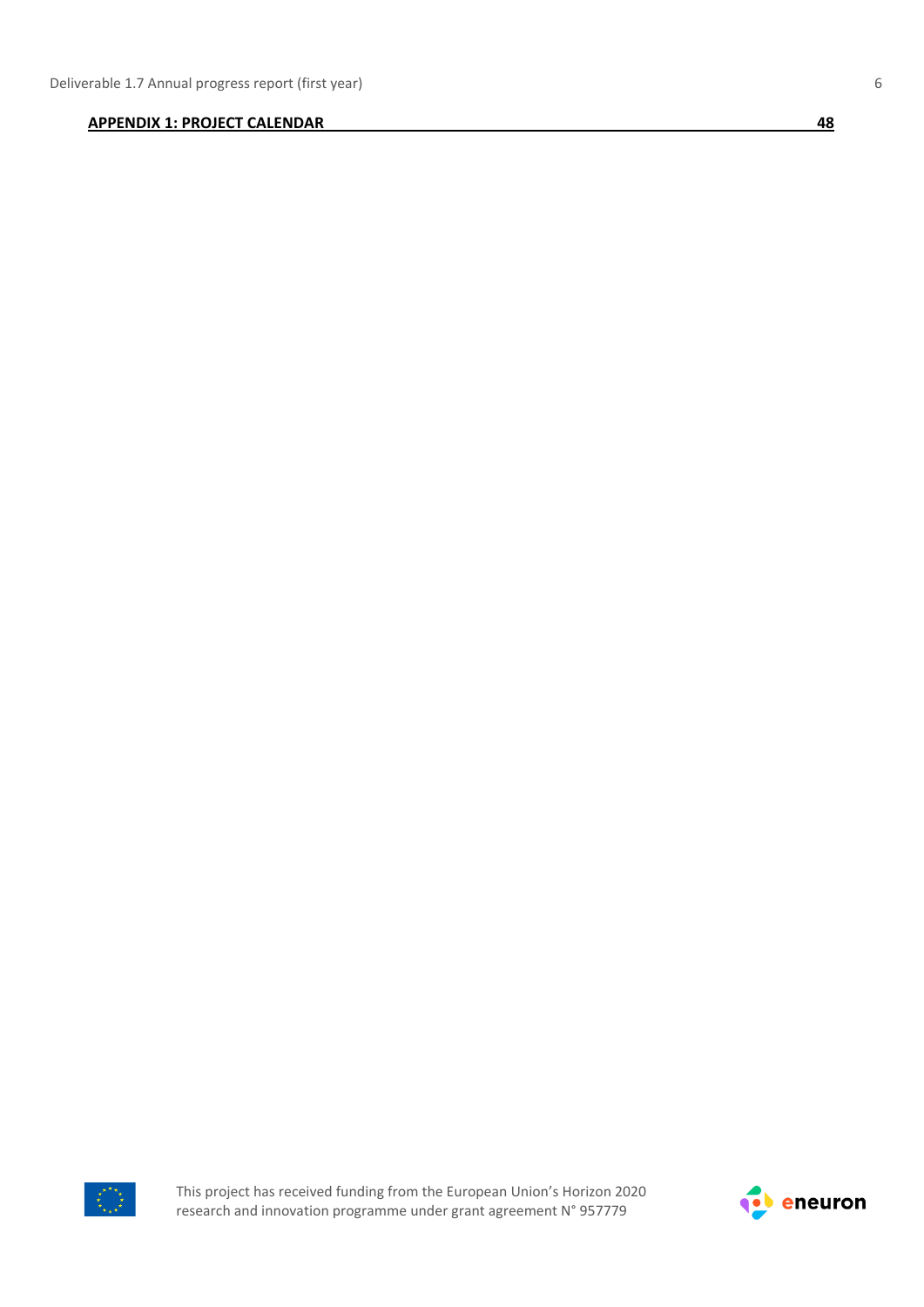**APPENDIX 1: PROJECT CALENDAR** 48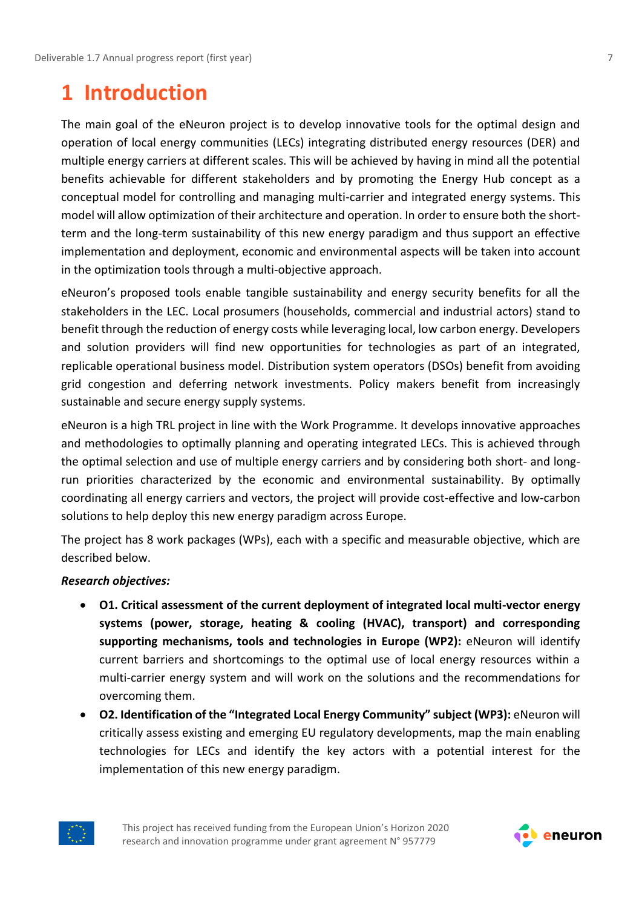# 1 Introduction

The main goal of the eNeuron project is to develop innovative tools for the optimal design and operation of local energy communities (LECs) integrating distributed energy resources (DER) and multiple energy carriers at different scales. This will be achieved by having in mind all the potential benefits achievable for different stakeholders and by promoting the Energy Hub concept as a conceptual model for controlling and managing multi-carrier and integrated energy systems. This model will allow optimization of their architecture and operation. In order to ensure both the short-term and the long-term sustainability of this new energy paradigm and thus support an effective implementation and deployment, economic and environmental aspects will be taken into account in the optimization tools through a multi-objective approach.

eNeuron's proposed tools enable tangible sustainability and energy security benefits for all the stakeholders in the LEC. Local prosumers (households, commercial and industrial actors) stand to benefit through the reduction of energy costs while leveraging local, low carbon energy. Developers and solution providers will find new opportunities for technologies as part of an integrated, replicable operational business model. Distribution system operators (DSOs) benefit from avoiding grid congestion and deferring network investments. Policy makers benefit from increasingly sustainable and secure energy supply systems.

eNeuron is a high TRL project in line with the Work Programme. It develops innovative approaches and methodologies to optimally planning and operating integrated LECs. This is achieved through the optimal selection and use of multiple energy carriers and by considering both short- and long-run priorities characterized by the economic and environmental sustainability. By optimally coordinating all energy carriers and vectors, the project will provide cost-effective and low-carbon solutions to help deploy this new energy paradigm across Europe.

The project has 8 work packages (WPs), each with a specific and measurable objective, which are described below.

***Research objectives:***

- **O1. Critical assessment of the current deployment of integrated local multi-vector energy systems (power, storage, heating & cooling (HVAC), transport) and corresponding supporting mechanisms, tools and technologies in Europe (WP2):** eNeuron will identify current barriers and shortcomings to the optimal use of local energy resources within a multi-carrier energy system and will work on the solutions and the recommendations for overcoming them.
- **O2. Identification of the "Integrated Local Energy Community" subject (WP3):** eNeuron will critically assess existing and emerging EU regulatory developments, map the main enabling technologies for LECs and identify the key actors with a potential interest for the implementation of this new energy paradigm.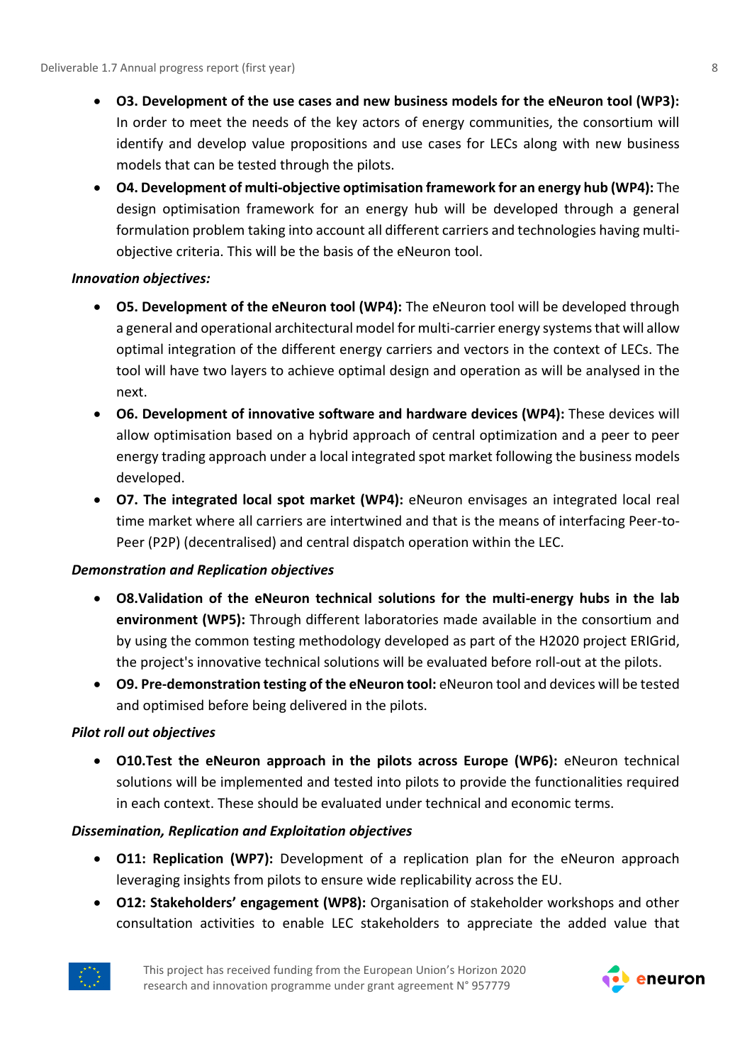- **O3. Development of the use cases and new business models for the eNeuron tool (WP3):** In order to meet the needs of the key actors of energy communities, the consortium will identify and develop value propositions and use cases for LECs along with new business models that can be tested through the pilots.
- **O4. Development of multi-objective optimisation framework for an energy hub (WP4):** The design optimisation framework for an energy hub will be developed through a general formulation problem taking into account all different carriers and technologies having multi-objective criteria. This will be the basis of the eNeuron tool.

***Innovation objectives:***

- **O5. Development of the eNeuron tool (WP4):** The eNeuron tool will be developed through a general and operational architectural model for multi-carrier energy systems that will allow optimal integration of the different energy carriers and vectors in the context of LECs. The tool will have two layers to achieve optimal design and operation as will be analysed in the next.
- **O6. Development of innovative software and hardware devices (WP4):** These devices will allow optimisation based on a hybrid approach of central optimization and a peer to peer energy trading approach under a local integrated spot market following the business models developed.
- **O7. The integrated local spot market (WP4):** eNeuron envisages an integrated local real time market where all carriers are intertwined and that is the means of interfacing Peer-to-Peer (P2P) (decentralised) and central dispatch operation within the LEC.

***Demonstration and Replication objectives***

- **O8.Validation of the eNeuron technical solutions for the multi-energy hubs in the lab environment (WP5):** Through different laboratories made available in the consortium and by using the common testing methodology developed as part of the H2020 project ERIGrid, the project's innovative technical solutions will be evaluated before roll-out at the pilots.
- **O9. Pre-demonstration testing of the eNeuron tool:** eNeuron tool and devices will be tested and optimised before being delivered in the pilots.

***Pilot roll out objectives***

- **O10.Test the eNeuron approach in the pilots across Europe (WP6):** eNeuron technical solutions will be implemented and tested into pilots to provide the functionalities required in each context. These should be evaluated under technical and economic terms.

***Dissemination, Replication and Exploitation objectives***

- **O11: Replication (WP7):** Development of a replication plan for the eNeuron approach leveraging insights from pilots to ensure wide replicability across the EU.
- **O12: Stakeholders' engagement (WP8):** Organisation of stakeholder workshops and other consultation activities to enable LEC stakeholders to appreciate the added value that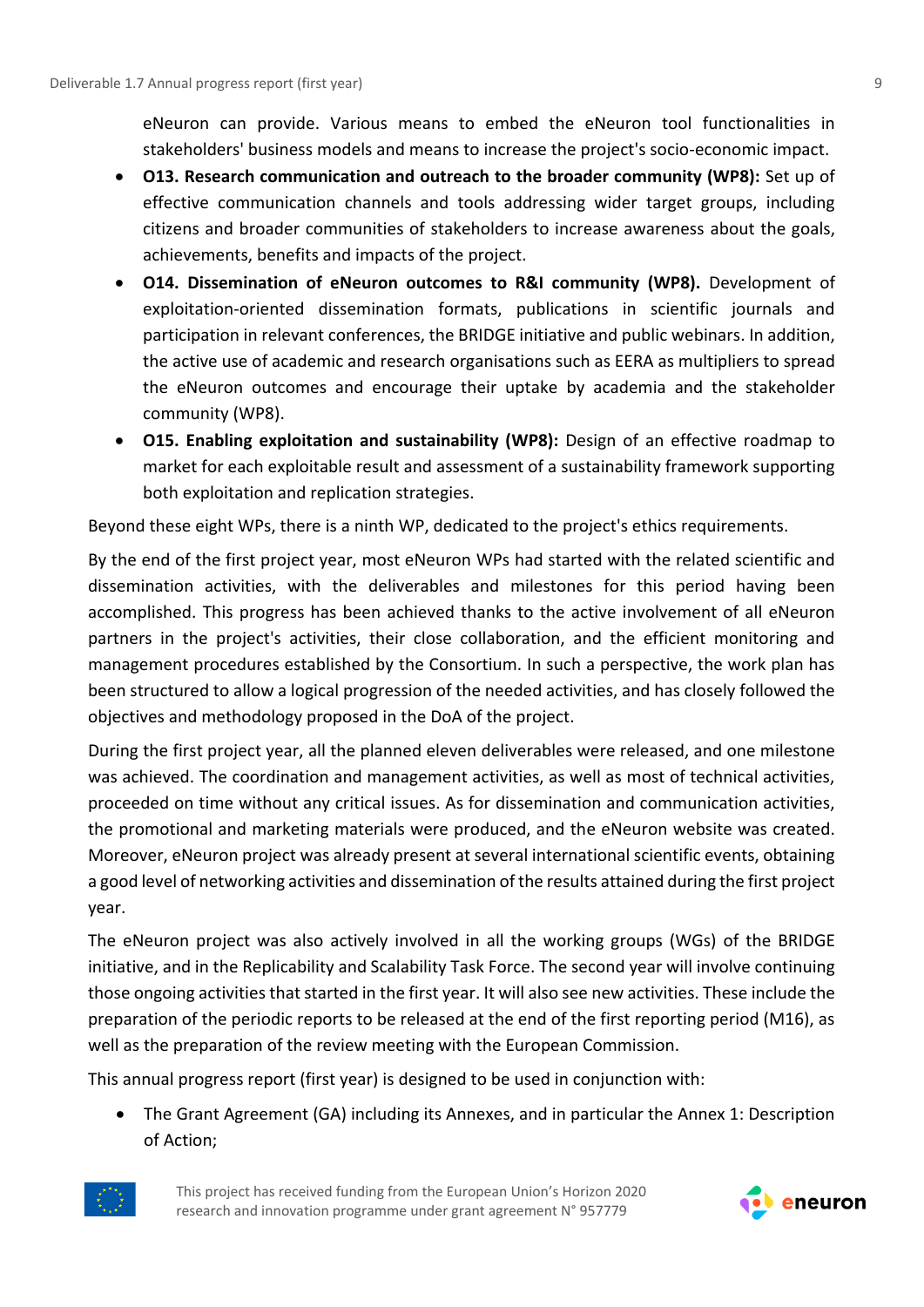eNeuron can provide. Various means to embed the eNeuron tool functionalities in stakeholders' business models and means to increase the project's socio-economic impact.

- **O13. Research communication and outreach to the broader community (WP8):** Set up of effective communication channels and tools addressing wider target groups, including citizens and broader communities of stakeholders to increase awareness about the goals, achievements, benefits and impacts of the project.
- **O14. Dissemination of eNeuron outcomes to R&I community (WP8).** Development of exploitation-oriented dissemination formats, publications in scientific journals and participation in relevant conferences, the BRIDGE initiative and public webinars. In addition, the active use of academic and research organisations such as EERA as multipliers to spread the eNeuron outcomes and encourage their uptake by academia and the stakeholder community (WP8).
- **O15. Enabling exploitation and sustainability (WP8):** Design of an effective roadmap to market for each exploitable result and assessment of a sustainability framework supporting both exploitation and replication strategies.

Beyond these eight WPs, there is a ninth WP, dedicated to the project's ethics requirements.

By the end of the first project year, most eNeuron WPs had started with the related scientific and dissemination activities, with the deliverables and milestones for this period having been accomplished. This progress has been achieved thanks to the active involvement of all eNeuron partners in the project's activities, their close collaboration, and the efficient monitoring and management procedures established by the Consortium. In such a perspective, the work plan has been structured to allow a logical progression of the needed activities, and has closely followed the objectives and methodology proposed in the DoA of the project.

During the first project year, all the planned eleven deliverables were released, and one milestone was achieved. The coordination and management activities, as well as most of technical activities, proceeded on time without any critical issues. As for dissemination and communication activities, the promotional and marketing materials were produced, and the eNeuron website was created. Moreover, eNeuron project was already present at several international scientific events, obtaining a good level of networking activities and dissemination of the results attained during the first project year.

The eNeuron project was also actively involved in all the working groups (WGs) of the BRIDGE initiative, and in the Replicability and Scalability Task Force. The second year will involve continuing those ongoing activities that started in the first year. It will also see new activities. These include the preparation of the periodic reports to be released at the end of the first reporting period (M16), as well as the preparation of the review meeting with the European Commission.

This annual progress report (first year) is designed to be used in conjunction with:

- The Grant Agreement (GA) including its Annexes, and in particular the Annex 1: Description of Action;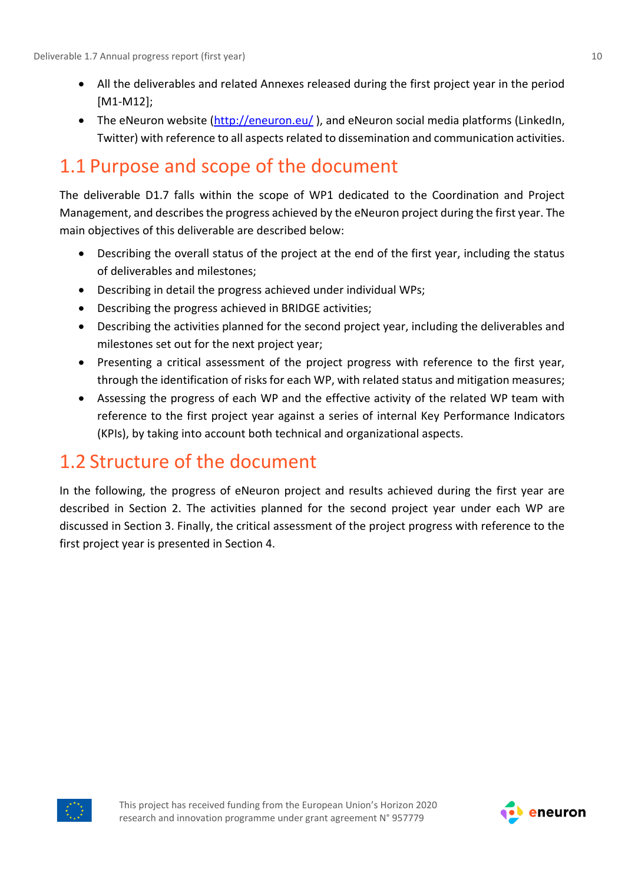- All the deliverables and related Annexes released during the first project year in the period [M1-M12];
- The eNeuron website (http://eneuron.eu/ ), and eNeuron social media platforms (LinkedIn, Twitter) with reference to all aspects related to dissemination and communication activities.

## 1.1 Purpose and scope of the document

The deliverable D1.7 falls within the scope of WP1 dedicated to the Coordination and Project Management, and describes the progress achieved by the eNeuron project during the first year. The main objectives of this deliverable are described below:

- Describing the overall status of the project at the end of the first year, including the status of deliverables and milestones;
- Describing in detail the progress achieved under individual WPs;
- Describing the progress achieved in BRIDGE activities;
- Describing the activities planned for the second project year, including the deliverables and milestones set out for the next project year;
- Presenting a critical assessment of the project progress with reference to the first year, through the identification of risks for each WP, with related status and mitigation measures;
- Assessing the progress of each WP and the effective activity of the related WP team with reference to the first project year against a series of internal Key Performance Indicators (KPIs), by taking into account both technical and organizational aspects.

## 1.2 Structure of the document

In the following, the progress of eNeuron project and results achieved during the first year are described in Section 2. The activities planned for the second project year under each WP are discussed in Section 3. Finally, the critical assessment of the project progress with reference to the first project year is presented in Section 4.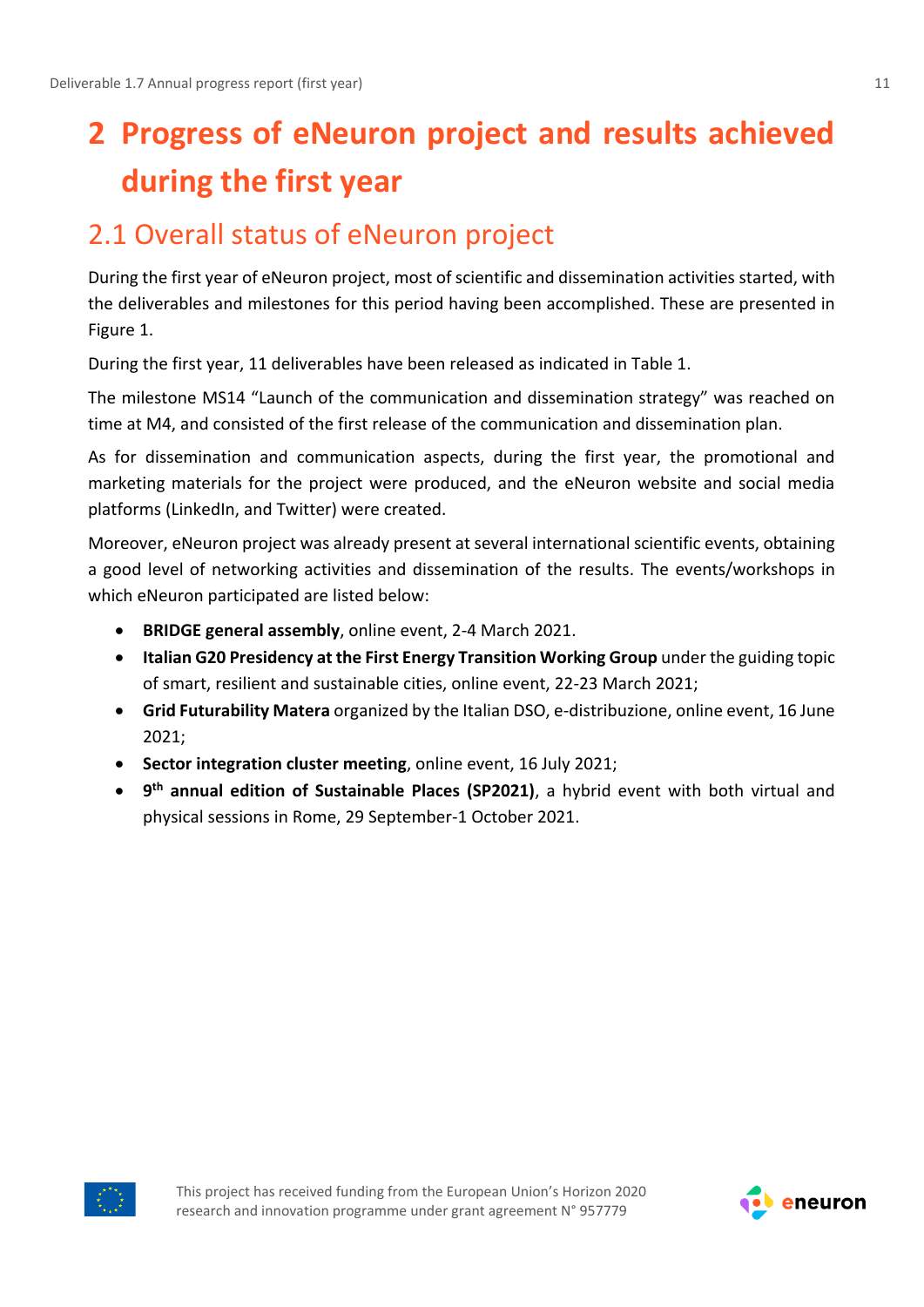# 2 Progress of eNeuron project and results achieved during the first year

## 2.1 Overall status of eNeuron project

During the first year of eNeuron project, most of scientific and dissemination activities started, with the deliverables and milestones for this period having been accomplished. These are presented in Figure 1.

During the first year, 11 deliverables have been released as indicated in Table 1.

The milestone MS14 "Launch of the communication and dissemination strategy" was reached on time at M4, and consisted of the first release of the communication and dissemination plan.

As for dissemination and communication aspects, during the first year, the promotional and marketing materials for the project were produced, and the eNeuron website and social media platforms (LinkedIn, and Twitter) were created.

Moreover, eNeuron project was already present at several international scientific events, obtaining a good level of networking activities and dissemination of the results. The events/workshops in which eNeuron participated are listed below:

- **BRIDGE general assembly**, online event, 2-4 March 2021.
- **Italian G20 Presidency at the First Energy Transition Working Group** under the guiding topic of smart, resilient and sustainable cities, online event, 22-23 March 2021;
- **Grid Futurability Matera** organized by the Italian DSO, e-distribuzione, online event, 16 June 2021;
- **Sector integration cluster meeting**, online event, 16 July 2021;
- **9th annual edition of Sustainable Places (SP2021)**, a hybrid event with both virtual and physical sessions in Rome, 29 September-1 October 2021.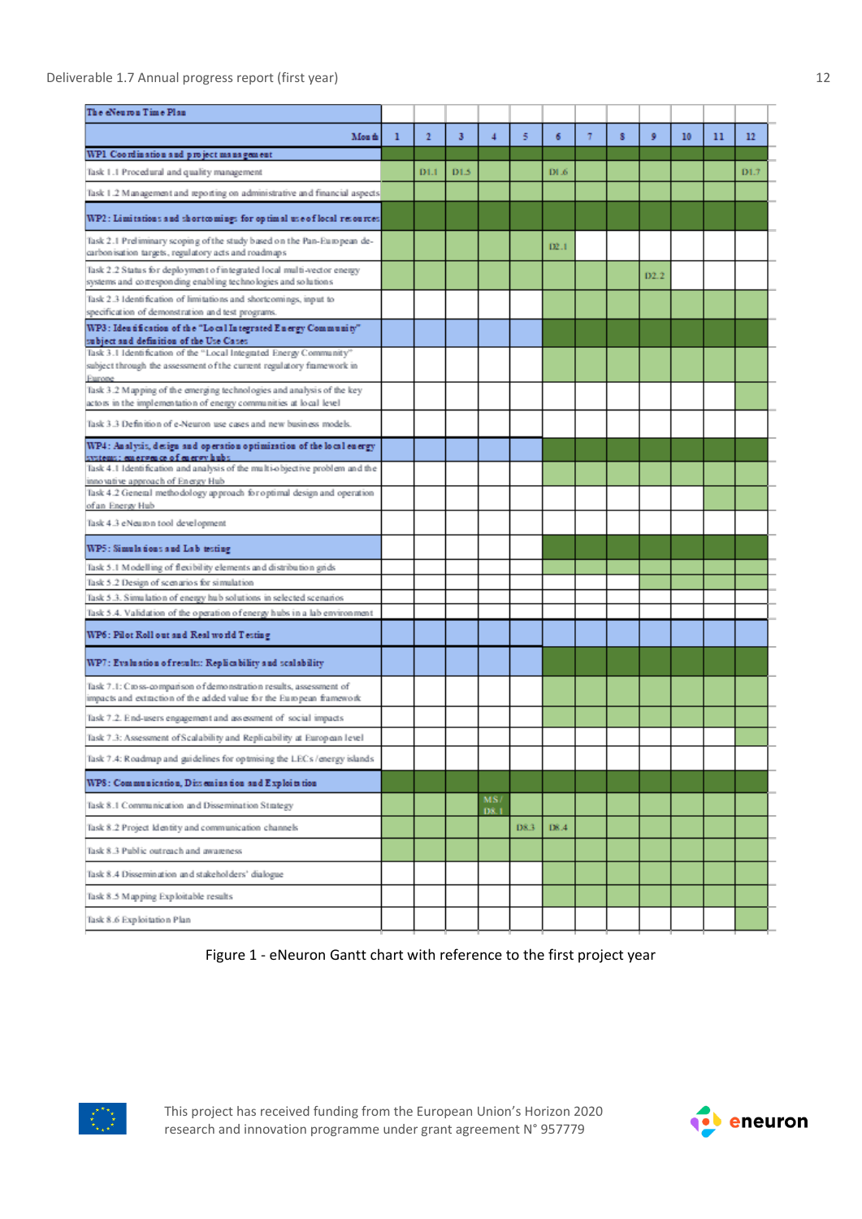| The eNeuron Time Plan | | | | | | | | | | | | |
|---|---|---|---|---|---|---|---|---|---|---|---|---|
| Month | 1 | 2 | 3 | 4 | 5 | 6 | 7 | 8 | 9 | 10 | 11 | 12 |
| **WP1 Coordination and project management** | | | | | | | | | | | | |
| Task 1.1 Procedural and quality management | | D1.1 | D1.5 | | | D1.6 | | | | | | D1.7 |
| Task 1.2 Management and reporting on administrative and financial aspects | | | | | | | | | | | | |
| **WP2: Limitations and shortcomings for optimal use of local resources** | | | | | | | | | | | | |
| Task 2.1 Preliminary scoping of the study based on the Pan-European de-carbonisation targets, regulatory acts and roadmaps | | | | | | D2.1 | | | | | | |
| Task 2.2 Status for deployment of integrated local multi-vector energy systems and corresponding enabling technologies and solutions | | | | | | | | | D2.2 | | | |
| Task 2.3 Identification of limitations and shortcomings, input to specification of demonstration and test programs. | | | | | | | | | | | | |
| **WP3: Identification of the "Local Integrated Energy Community" subject and definition of the Use Cases** | | | | | | | | | | | | |
| Task 3.1 Identification of the "Local Integrated Energy Community" subject through the assessment of the current regulatory framework in Europe | | | | | | | | | | | | |
| Task 3.2 Mapping of the emerging technologies and analysis of the key actors in the implementation of energy communities at local level | | | | | | | | | | | | |
| Task 3.3 Definition of e-Neuron use cases and new business models. | | | | | | | | | | | | |
| **WP4: Analysis, design and operation optimization of the local energy systems: emergence of energy hubs** | | | | | | | | | | | | |
| Task 4.1 Identification and analysis of the multi-objective problem and the innovative approach of Energy Hub | | | | | | | | | | | | |
| Task 4.2 General methodology approach for optimal design and operation of an Energy Hub | | | | | | | | | | | | |
| Task 4.3 eNeuron tool development | | | | | | | | | | | | |
| **WP5: Simulations and Lab testing** | | | | | | | | | | | | |
| Task 5.1 Modelling of flexibility elements and distribution grids | | | | | | | | | | | | |
| Task 5.2 Design of scenarios for simulation | | | | | | | | | | | | |
| Task 5.3. Simulation of energy hub solutions in selected scenarios | | | | | | | | | | | | |
| Task 5.4. Validation of the operation of energy hubs in a lab environment | | | | | | | | | | | | |
| **WP6: Pilot Roll out and Real world Testing** | | | | | | | | | | | | |
| **WP7: Evaluation of results: Replicability and scalability** | | | | | | | | | | | | |
| Task 7.1: Cross-comparison of demonstration results, assessment of impacts and extraction of the added value for the European framework | | | | | | | | | | | | |
| Task 7.2. End-users engagement and assessment of social impacts | | | | | | | | | | | | |
| Task 7.3: Assessment of Scalability and Replicability at European level | | | | | | | | | | | | |
| Task 7.4: Roadmap and guidelines for optimising the LECs /energy islands | | | | | | | | | | | | |
| **WP8: Communication, Dissemination and Exploitation** | | | | | | | | | | | | |
| Task 8.1 Communication and Dissemination Strategy | | | | MS / D8.1 | | | | | | | | |
| Task 8.2 Project Identity and communication channels | | | | | D8.3 | D8.4 | | | | | | |
| Task 8.3 Public outreach and awareness | | | | | | | | | | | | |
| Task 8.4 Dissemination and stakeholders' dialogue | | | | | | | | | | | | |
| Task 8.5 Mapping Exploitable results | | | | | | | | | | | | |
| Task 8.6 Exploitation Plan | | | | | | | | | | | | |

Figure 1 - eNeuron Gantt chart with reference to the first project year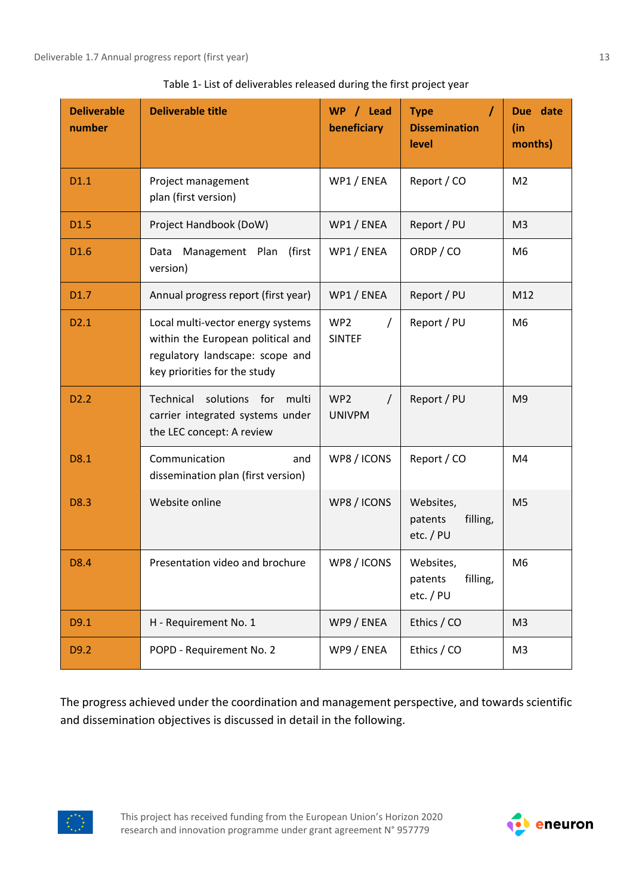Table 1- List of deliverables released during the first project year

| Deliverable number | Deliverable title | WP / Lead beneficiary | Type / Dissemination level | Due date (in months) |
|---|---|---|---|---|
| D1.1 | Project management plan (first version) | WP1 / ENEA | Report / CO | M2 |
| D1.5 | Project Handbook (DoW) | WP1 / ENEA | Report / PU | M3 |
| D1.6 | Data Management Plan (first version) | WP1 / ENEA | ORDP / CO | M6 |
| D1.7 | Annual progress report (first year) | WP1 / ENEA | Report / PU | M12 |
| D2.1 | Local multi-vector energy systems within the European political and regulatory landscape: scope and key priorities for the study | WP2 / SINTEF | Report / PU | M6 |
| D2.2 | Technical solutions for multi carrier integrated systems under the LEC concept: A review | WP2 / UNIVPM | Report / PU | M9 |
| D8.1 | Communication and dissemination plan (first version) | WP8 / ICONS | Report / CO | M4 |
| D8.3 | Website online | WP8 / ICONS | Websites, patents filling, etc. / PU | M5 |
| D8.4 | Presentation video and brochure | WP8 / ICONS | Websites, patents filling, etc. / PU | M6 |
| D9.1 | H - Requirement No. 1 | WP9 / ENEA | Ethics / CO | M3 |
| D9.2 | POPD - Requirement No. 2 | WP9 / ENEA | Ethics / CO | M3 |

The progress achieved under the coordination and management perspective, and towards scientific and dissemination objectives is discussed in detail in the following.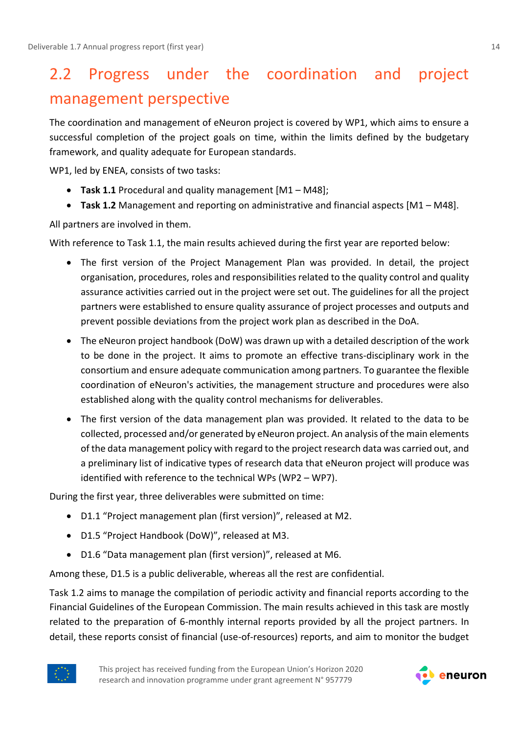## 2.2 Progress under the coordination and project management perspective

The coordination and management of eNeuron project is covered by WP1, which aims to ensure a successful completion of the project goals on time, within the limits defined by the budgetary framework, and quality adequate for European standards.

WP1, led by ENEA, consists of two tasks:

- **Task 1.1** Procedural and quality management [M1 – M48];
- **Task 1.2** Management and reporting on administrative and financial aspects [M1 – M48].

All partners are involved in them.

With reference to Task 1.1, the main results achieved during the first year are reported below:

- The first version of the Project Management Plan was provided. In detail, the project organisation, procedures, roles and responsibilities related to the quality control and quality assurance activities carried out in the project were set out. The guidelines for all the project partners were established to ensure quality assurance of project processes and outputs and prevent possible deviations from the project work plan as described in the DoA.
- The eNeuron project handbook (DoW) was drawn up with a detailed description of the work to be done in the project. It aims to promote an effective trans-disciplinary work in the consortium and ensure adequate communication among partners. To guarantee the flexible coordination of eNeuron's activities, the management structure and procedures were also established along with the quality control mechanisms for deliverables.
- The first version of the data management plan was provided. It related to the data to be collected, processed and/or generated by eNeuron project. An analysis of the main elements of the data management policy with regard to the project research data was carried out, and a preliminary list of indicative types of research data that eNeuron project will produce was identified with reference to the technical WPs (WP2 – WP7).

During the first year, three deliverables were submitted on time:

- D1.1 “Project management plan (first version)”, released at M2.
- D1.5 “Project Handbook (DoW)”, released at M3.
- D1.6 “Data management plan (first version)”, released at M6.

Among these, D1.5 is a public deliverable, whereas all the rest are confidential.

Task 1.2 aims to manage the compilation of periodic activity and financial reports according to the Financial Guidelines of the European Commission. The main results achieved in this task are mostly related to the preparation of 6-monthly internal reports provided by all the project partners. In detail, these reports consist of financial (use-of-resources) reports, and aim to monitor the budget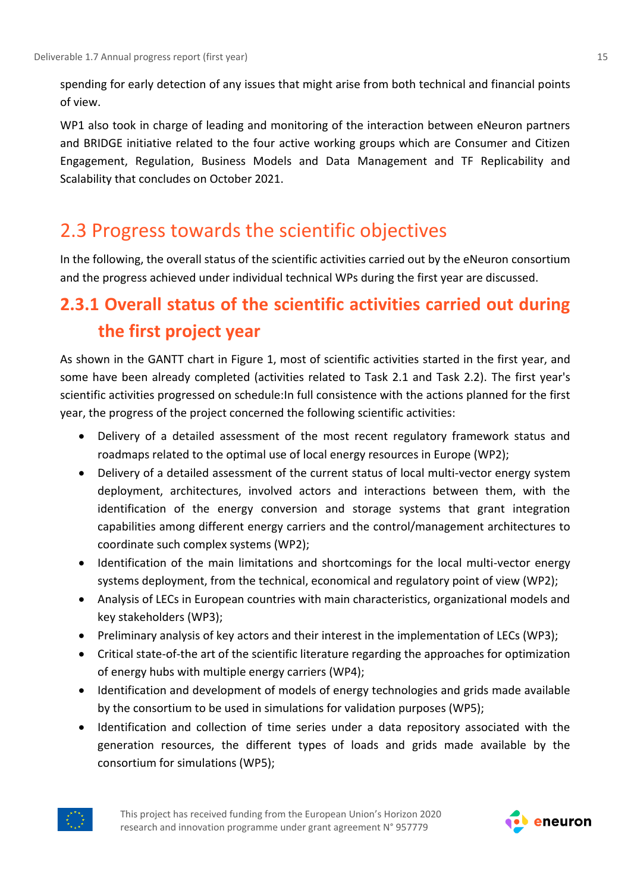spending for early detection of any issues that might arise from both technical and financial points of view.

WP1 also took in charge of leading and monitoring of the interaction between eNeuron partners and BRIDGE initiative related to the four active working groups which are Consumer and Citizen Engagement, Regulation, Business Models and Data Management and TF Replicability and Scalability that concludes on October 2021.

## 2.3 Progress towards the scientific objectives

In the following, the overall status of the scientific activities carried out by the eNeuron consortium and the progress achieved under individual technical WPs during the first year are discussed.

### 2.3.1 Overall status of the scientific activities carried out during the first project year

As shown in the GANTT chart in Figure 1, most of scientific activities started in the first year, and some have been already completed (activities related to Task 2.1 and Task 2.2). The first year's scientific activities progressed on schedule:In full consistence with the actions planned for the first year, the progress of the project concerned the following scientific activities:

- Delivery of a detailed assessment of the most recent regulatory framework status and roadmaps related to the optimal use of local energy resources in Europe (WP2);
- Delivery of a detailed assessment of the current status of local multi-vector energy system deployment, architectures, involved actors and interactions between them, with the identification of the energy conversion and storage systems that grant integration capabilities among different energy carriers and the control/management architectures to coordinate such complex systems (WP2);
- Identification of the main limitations and shortcomings for the local multi-vector energy systems deployment, from the technical, economical and regulatory point of view (WP2);
- Analysis of LECs in European countries with main characteristics, organizational models and key stakeholders (WP3);
- Preliminary analysis of key actors and their interest in the implementation of LECs (WP3);
- Critical state-of-the art of the scientific literature regarding the approaches for optimization of energy hubs with multiple energy carriers (WP4);
- Identification and development of models of energy technologies and grids made available by the consortium to be used in simulations for validation purposes (WP5);
- Identification and collection of time series under a data repository associated with the generation resources, the different types of loads and grids made available by the consortium for simulations (WP5);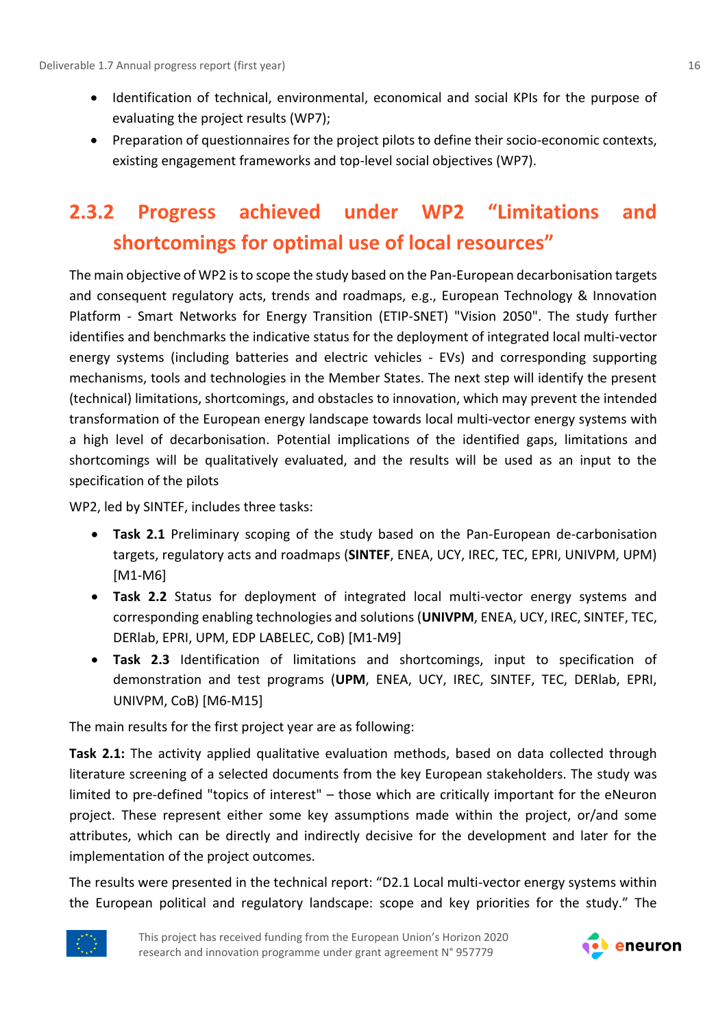- Identification of technical, environmental, economical and social KPIs for the purpose of evaluating the project results (WP7);
- Preparation of questionnaires for the project pilots to define their socio-economic contexts, existing engagement frameworks and top-level social objectives (WP7).

### 2.3.2 Progress achieved under WP2 "Limitations and shortcomings for optimal use of local resources"

The main objective of WP2 is to scope the study based on the Pan-European decarbonisation targets and consequent regulatory acts, trends and roadmaps, e.g., European Technology & Innovation Platform - Smart Networks for Energy Transition (ETIP-SNET) "Vision 2050". The study further identifies and benchmarks the indicative status for the deployment of integrated local multi-vector energy systems (including batteries and electric vehicles - EVs) and corresponding supporting mechanisms, tools and technologies in the Member States. The next step will identify the present (technical) limitations, shortcomings, and obstacles to innovation, which may prevent the intended transformation of the European energy landscape towards local multi-vector energy systems with a high level of decarbonisation. Potential implications of the identified gaps, limitations and shortcomings will be qualitatively evaluated, and the results will be used as an input to the specification of the pilots

WP2, led by SINTEF, includes three tasks:

- **Task 2.1** Preliminary scoping of the study based on the Pan-European de-carbonisation targets, regulatory acts and roadmaps (**SINTEF**, ENEA, UCY, IREC, TEC, EPRI, UNIVPM, UPM) [M1-M6]
- **Task 2.2** Status for deployment of integrated local multi-vector energy systems and corresponding enabling technologies and solutions (**UNIVPM**, ENEA, UCY, IREC, SINTEF, TEC, DERlab, EPRI, UPM, EDP LABELEC, CoB) [M1-M9]
- **Task 2.3** Identification of limitations and shortcomings, input to specification of demonstration and test programs (**UPM**, ENEA, UCY, IREC, SINTEF, TEC, DERlab, EPRI, UNIVPM, CoB) [M6-M15]

The main results for the first project year are as following:

**Task 2.1:** The activity applied qualitative evaluation methods, based on data collected through literature screening of a selected documents from the key European stakeholders. The study was limited to pre-defined "topics of interest" – those which are critically important for the eNeuron project. These represent either some key assumptions made within the project, or/and some attributes, which can be directly and indirectly decisive for the development and later for the implementation of the project outcomes.

The results were presented in the technical report: "D2.1 Local multi-vector energy systems within the European political and regulatory landscape: scope and key priorities for the study." The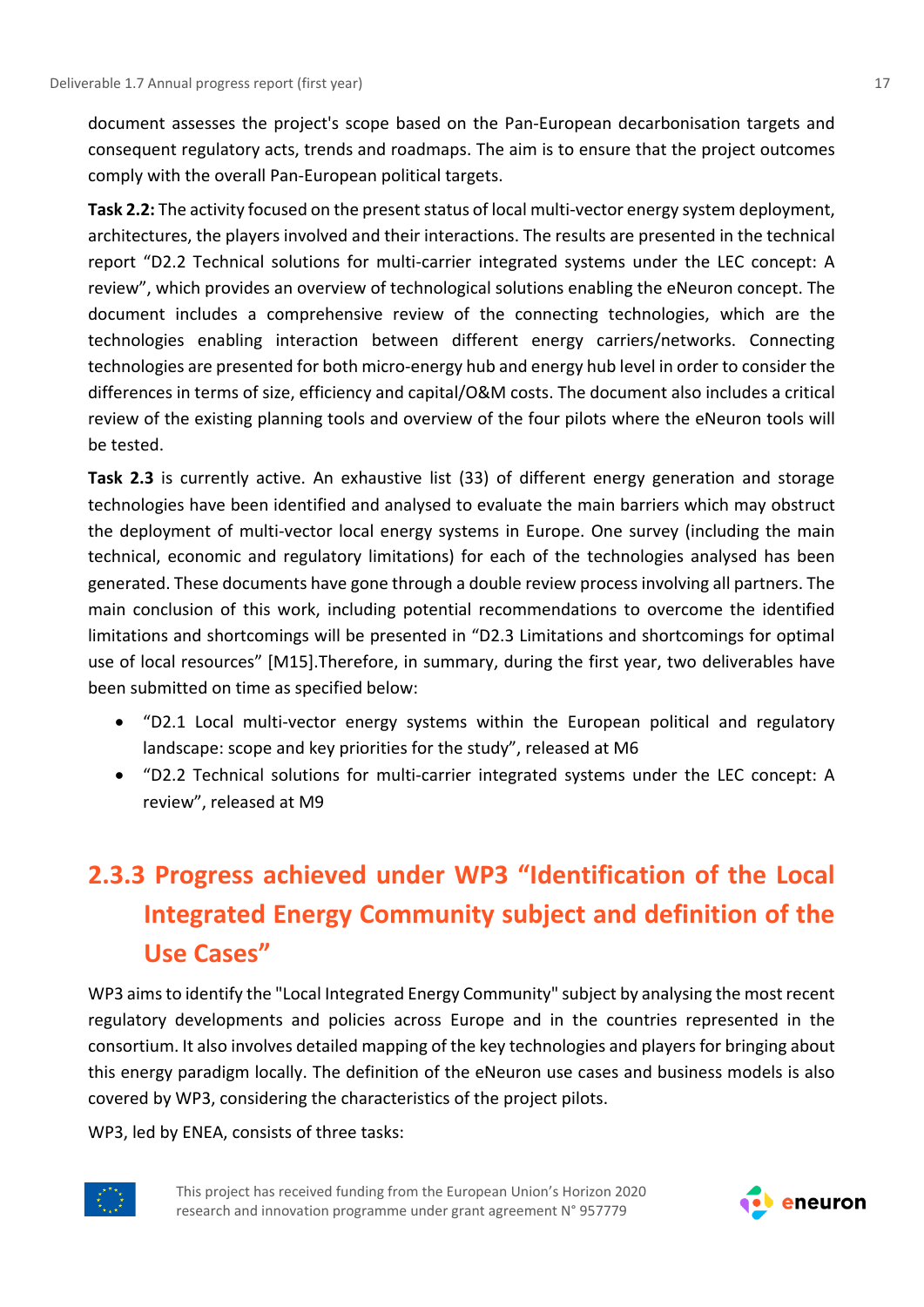document assesses the project's scope based on the Pan-European decarbonisation targets and consequent regulatory acts, trends and roadmaps. The aim is to ensure that the project outcomes comply with the overall Pan-European political targets.

**Task 2.2:** The activity focused on the present status of local multi-vector energy system deployment, architectures, the players involved and their interactions. The results are presented in the technical report "D2.2 Technical solutions for multi-carrier integrated systems under the LEC concept: A review", which provides an overview of technological solutions enabling the eNeuron concept. The document includes a comprehensive review of the connecting technologies, which are the technologies enabling interaction between different energy carriers/networks. Connecting technologies are presented for both micro-energy hub and energy hub level in order to consider the differences in terms of size, efficiency and capital/O&M costs. The document also includes a critical review of the existing planning tools and overview of the four pilots where the eNeuron tools will be tested.

**Task 2.3** is currently active. An exhaustive list (33) of different energy generation and storage technologies have been identified and analysed to evaluate the main barriers which may obstruct the deployment of multi-vector local energy systems in Europe. One survey (including the main technical, economic and regulatory limitations) for each of the technologies analysed has been generated. These documents have gone through a double review process involving all partners. The main conclusion of this work, including potential recommendations to overcome the identified limitations and shortcomings will be presented in "D2.3 Limitations and shortcomings for optimal use of local resources" [M15].Therefore, in summary, during the first year, two deliverables have been submitted on time as specified below:

- "D2.1 Local multi-vector energy systems within the European political and regulatory landscape: scope and key priorities for the study", released at M6
- "D2.2 Technical solutions for multi-carrier integrated systems under the LEC concept: A review", released at M9

### 2.3.3 Progress achieved under WP3 "Identification of the Local Integrated Energy Community subject and definition of the Use Cases"

WP3 aims to identify the "Local Integrated Energy Community" subject by analysing the most recent regulatory developments and policies across Europe and in the countries represented in the consortium. It also involves detailed mapping of the key technologies and players for bringing about this energy paradigm locally. The definition of the eNeuron use cases and business models is also covered by WP3, considering the characteristics of the project pilots.

WP3, led by ENEA, consists of three tasks: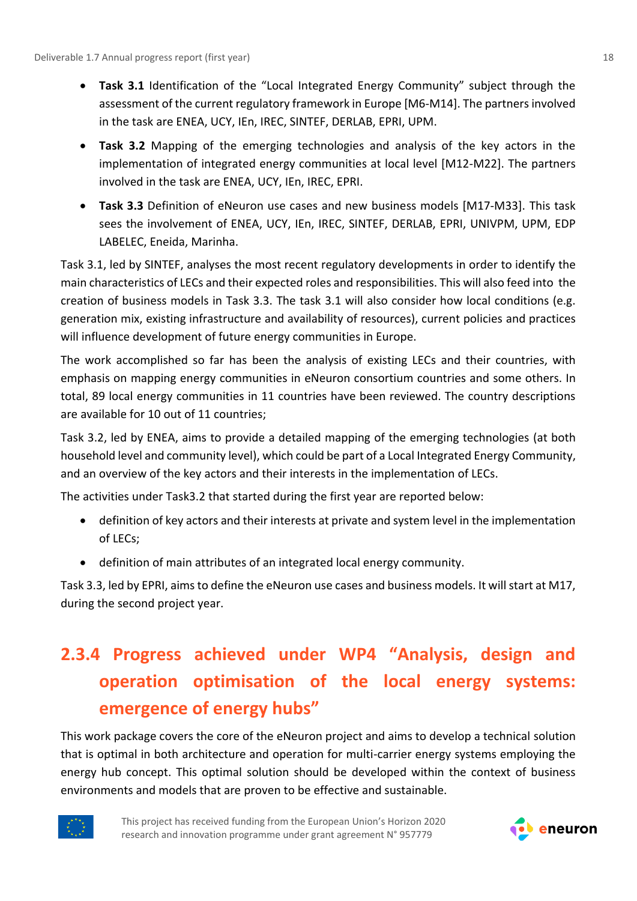- **Task 3.1** Identification of the "Local Integrated Energy Community" subject through the assessment of the current regulatory framework in Europe [M6-M14]. The partners involved in the task are ENEA, UCY, IEn, IREC, SINTEF, DERLAB, EPRI, UPM.
- **Task 3.2** Mapping of the emerging technologies and analysis of the key actors in the implementation of integrated energy communities at local level [M12-M22]. The partners involved in the task are ENEA, UCY, IEn, IREC, EPRI.
- **Task 3.3** Definition of eNeuron use cases and new business models [M17-M33]. This task sees the involvement of ENEA, UCY, IEn, IREC, SINTEF, DERLAB, EPRI, UNIVPM, UPM, EDP LABELEC, Eneida, Marinha.

Task 3.1, led by SINTEF, analyses the most recent regulatory developments in order to identify the main characteristics of LECs and their expected roles and responsibilities. This will also feed into the creation of business models in Task 3.3. The task 3.1 will also consider how local conditions (e.g. generation mix, existing infrastructure and availability of resources), current policies and practices will influence development of future energy communities in Europe.

The work accomplished so far has been the analysis of existing LECs and their countries, with emphasis on mapping energy communities in eNeuron consortium countries and some others. In total, 89 local energy communities in 11 countries have been reviewed. The country descriptions are available for 10 out of 11 countries;

Task 3.2, led by ENEA, aims to provide a detailed mapping of the emerging technologies (at both household level and community level), which could be part of a Local Integrated Energy Community, and an overview of the key actors and their interests in the implementation of LECs.

The activities under Task3.2 that started during the first year are reported below:

- definition of key actors and their interests at private and system level in the implementation of LECs;
- definition of main attributes of an integrated local energy community.

Task 3.3, led by EPRI, aims to define the eNeuron use cases and business models. It will start at M17, during the second project year.

### 2.3.4 Progress achieved under WP4 "Analysis, design and operation optimisation of the local energy systems: emergence of energy hubs"

This work package covers the core of the eNeuron project and aims to develop a technical solution that is optimal in both architecture and operation for multi-carrier energy systems employing the energy hub concept. This optimal solution should be developed within the context of business environments and models that are proven to be effective and sustainable.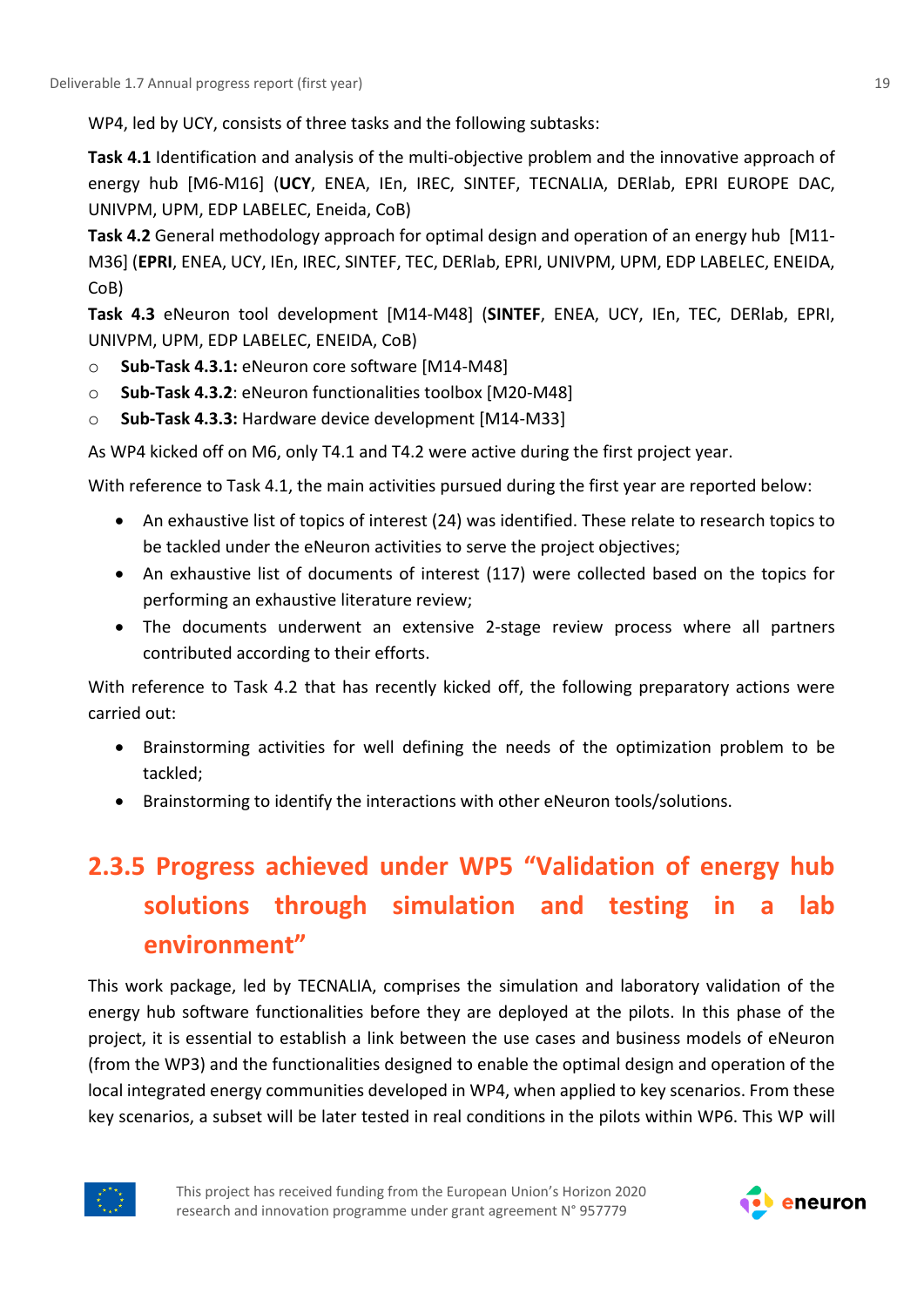WP4, led by UCY, consists of three tasks and the following subtasks:

**Task 4.1** Identification and analysis of the multi-objective problem and the innovative approach of energy hub [M6-M16] (**UCY**, ENEA, IEn, IREC, SINTEF, TECNALIA, DERlab, EPRI EUROPE DAC, UNIVPM, UPM, EDP LABELEC, Eneida, CoB)

**Task 4.2** General methodology approach for optimal design and operation of an energy hub [M11-M36] (**EPRI**, ENEA, UCY, IEn, IREC, SINTEF, TEC, DERlab, EPRI, UNIVPM, UPM, EDP LABELEC, ENEIDA, CoB)

**Task 4.3** eNeuron tool development [M14-M48] (**SINTEF**, ENEA, UCY, IEn, TEC, DERlab, EPRI, UNIVPM, UPM, EDP LABELEC, ENEIDA, CoB)

- **Sub-Task 4.3.1:** eNeuron core software [M14-M48]
- **Sub-Task 4.3.2**: eNeuron functionalities toolbox [M20-M48]
- **Sub-Task 4.3.3:** Hardware device development [M14-M33]

As WP4 kicked off on M6, only T4.1 and T4.2 were active during the first project year.

With reference to Task 4.1, the main activities pursued during the first year are reported below:

- An exhaustive list of topics of interest (24) was identified. These relate to research topics to be tackled under the eNeuron activities to serve the project objectives;
- An exhaustive list of documents of interest (117) were collected based on the topics for performing an exhaustive literature review;
- The documents underwent an extensive 2-stage review process where all partners contributed according to their efforts.

With reference to Task 4.2 that has recently kicked off, the following preparatory actions were carried out:

- Brainstorming activities for well defining the needs of the optimization problem to be tackled;
- Brainstorming to identify the interactions with other eNeuron tools/solutions.

### 2.3.5 Progress achieved under WP5 "Validation of energy hub solutions through simulation and testing in a lab environment"

This work package, led by TECNALIA, comprises the simulation and laboratory validation of the energy hub software functionalities before they are deployed at the pilots. In this phase of the project, it is essential to establish a link between the use cases and business models of eNeuron (from the WP3) and the functionalities designed to enable the optimal design and operation of the local integrated energy communities developed in WP4, when applied to key scenarios. From these key scenarios, a subset will be later tested in real conditions in the pilots within WP6. This WP will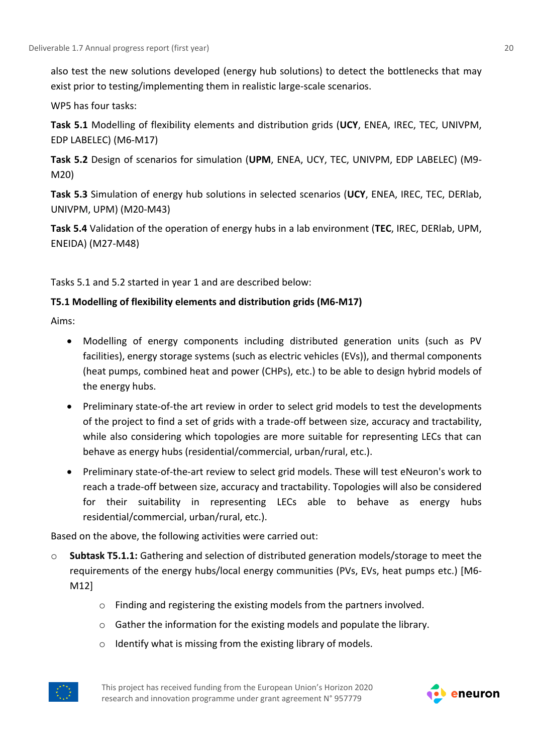also test the new solutions developed (energy hub solutions) to detect the bottlenecks that may exist prior to testing/implementing them in realistic large-scale scenarios.

WP5 has four tasks:

**Task 5.1** Modelling of flexibility elements and distribution grids (**UCY**, ENEA, IREC, TEC, UNIVPM, EDP LABELEC) (M6-M17)

**Task 5.2** Design of scenarios for simulation (**UPM**, ENEA, UCY, TEC, UNIVPM, EDP LABELEC) (M9-M20)

**Task 5.3** Simulation of energy hub solutions in selected scenarios (**UCY**, ENEA, IREC, TEC, DERlab, UNIVPM, UPM) (M20-M43)

**Task 5.4** Validation of the operation of energy hubs in a lab environment (**TEC**, IREC, DERlab, UPM, ENEIDA) (M27-M48)

Tasks 5.1 and 5.2 started in year 1 and are described below:

**T5.1 Modelling of flexibility elements and distribution grids (M6-M17)**

Aims:

- Modelling of energy components including distributed generation units (such as PV facilities), energy storage systems (such as electric vehicles (EVs)), and thermal components (heat pumps, combined heat and power (CHPs), etc.) to be able to design hybrid models of the energy hubs.
- Preliminary state-of-the art review in order to select grid models to test the developments of the project to find a set of grids with a trade-off between size, accuracy and tractability, while also considering which topologies are more suitable for representing LECs that can behave as energy hubs (residential/commercial, urban/rural, etc.).
- Preliminary state-of-the-art review to select grid models. These will test eNeuron's work to reach a trade-off between size, accuracy and tractability. Topologies will also be considered for their suitability in representing LECs able to behave as energy hubs residential/commercial, urban/rural, etc.).

Based on the above, the following activities were carried out:

- **Subtask T5.1.1:** Gathering and selection of distributed generation models/storage to meet the requirements of the energy hubs/local energy communities (PVs, EVs, heat pumps etc.) [M6-M12]
    - Finding and registering the existing models from the partners involved.
    - Gather the information for the existing models and populate the library.
    - Identify what is missing from the existing library of models.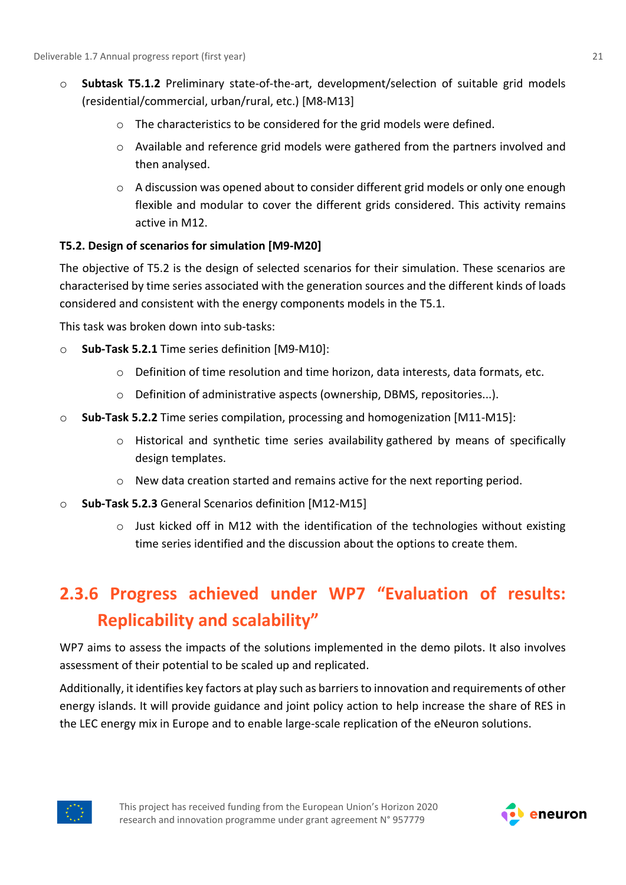- **Subtask T5.1.2** Preliminary state-of-the-art, development/selection of suitable grid models (residential/commercial, urban/rural, etc.) [M8-M13]
    - The characteristics to be considered for the grid models were defined.
    - Available and reference grid models were gathered from the partners involved and then analysed.
    - A discussion was opened about to consider different grid models or only one enough flexible and modular to cover the different grids considered. This activity remains active in M12.

**T5.2. Design of scenarios for simulation [M9-M20]**

The objective of T5.2 is the design of selected scenarios for their simulation. These scenarios are characterised by time series associated with the generation sources and the different kinds of loads considered and consistent with the energy components models in the T5.1.

This task was broken down into sub-tasks:

- **Sub-Task 5.2.1** Time series definition [M9-M10]:
    - Definition of time resolution and time horizon, data interests, data formats, etc.
    - Definition of administrative aspects (ownership, DBMS, repositories...).
- **Sub-Task 5.2.2** Time series compilation, processing and homogenization [M11-M15]:
    - Historical and synthetic time series availability gathered by means of specifically design templates.
    - New data creation started and remains active for the next reporting period.
- **Sub-Task 5.2.3** General Scenarios definition [M12-M15]
    - Just kicked off in M12 with the identification of the technologies without existing time series identified and the discussion about the options to create them.

### 2.3.6 Progress achieved under WP7 "Evaluation of results: Replicability and scalability"

WP7 aims to assess the impacts of the solutions implemented in the demo pilots. It also involves assessment of their potential to be scaled up and replicated.

Additionally, it identifies key factors at play such as barriers to innovation and requirements of other energy islands. It will provide guidance and joint policy action to help increase the share of RES in the LEC energy mix in Europe and to enable large-scale replication of the eNeuron solutions.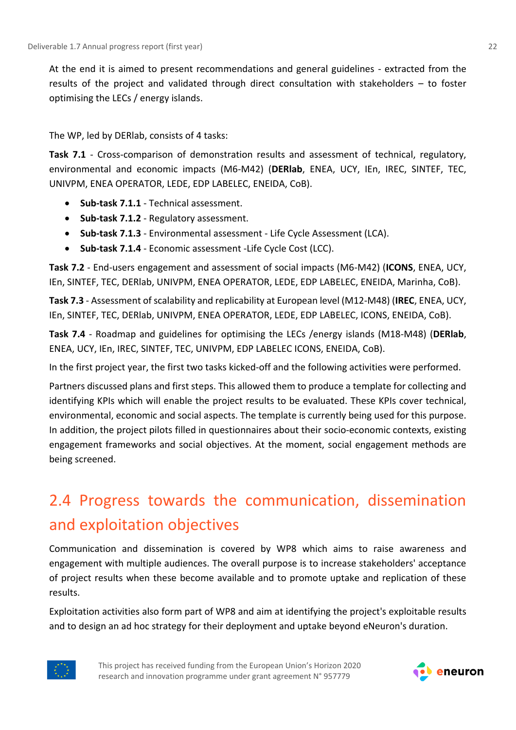At the end it is aimed to present recommendations and general guidelines - extracted from the results of the project and validated through direct consultation with stakeholders – to foster optimising the LECs / energy islands.

The WP, led by DERlab, consists of 4 tasks:

**Task 7.1** - Cross-comparison of demonstration results and assessment of technical, regulatory, environmental and economic impacts (M6-M42) (**DERlab**, ENEA, UCY, IEn, IREC, SINTEF, TEC, UNIVPM, ENEA OPERATOR, LEDE, EDP LABELEC, ENEIDA, CoB).

- **Sub-task 7.1.1** - Technical assessment.
- **Sub-task 7.1.2** - Regulatory assessment.
- **Sub-task 7.1.3** - Environmental assessment - Life Cycle Assessment (LCA).
- **Sub-task 7.1.4** - Economic assessment -Life Cycle Cost (LCC).

**Task 7.2** - End-users engagement and assessment of social impacts (M6-M42) (**ICONS**, ENEA, UCY, IEn, SINTEF, TEC, DERlab, UNIVPM, ENEA OPERATOR, LEDE, EDP LABELEC, ENEIDA, Marinha, CoB).

**Task 7.3** - Assessment of scalability and replicability at European level (M12-M48) (**IREC**, ENEA, UCY, IEn, SINTEF, TEC, DERlab, UNIVPM, ENEA OPERATOR, LEDE, EDP LABELEC, ICONS, ENEIDA, CoB).

**Task 7.4** - Roadmap and guidelines for optimising the LECs /energy islands (M18-M48) (**DERlab**, ENEA, UCY, IEn, IREC, SINTEF, TEC, UNIVPM, EDP LABELEC ICONS, ENEIDA, CoB).

In the first project year, the first two tasks kicked-off and the following activities were performed.

Partners discussed plans and first steps. This allowed them to produce a template for collecting and identifying KPIs which will enable the project results to be evaluated. These KPIs cover technical, environmental, economic and social aspects. The template is currently being used for this purpose. In addition, the project pilots filled in questionnaires about their socio-economic contexts, existing engagement frameworks and social objectives. At the moment, social engagement methods are being screened.

## 2.4 Progress towards the communication, dissemination and exploitation objectives

Communication and dissemination is covered by WP8 which aims to raise awareness and engagement with multiple audiences. The overall purpose is to increase stakeholders' acceptance of project results when these become available and to promote uptake and replication of these results.

Exploitation activities also form part of WP8 and aim at identifying the project's exploitable results and to design an ad hoc strategy for their deployment and uptake beyond eNeuron's duration.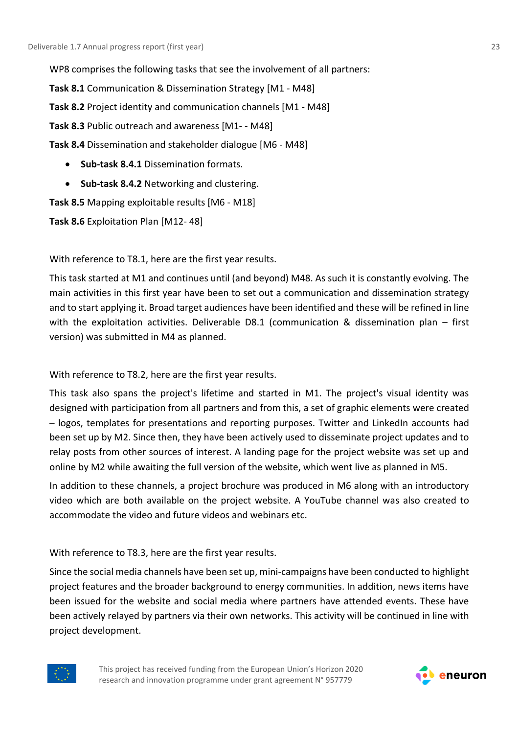WP8 comprises the following tasks that see the involvement of all partners:

**Task 8.1** Communication & Dissemination Strategy [M1 - M48]

**Task 8.2** Project identity and communication channels [M1 - M48]

**Task 8.3** Public outreach and awareness [M1- - M48]

**Task 8.4** Dissemination and stakeholder dialogue [M6 - M48]

- **Sub-task 8.4.1** Dissemination formats.
- **Sub-task 8.4.2** Networking and clustering.

**Task 8.5** Mapping exploitable results [M6 - M18]

**Task 8.6** Exploitation Plan [M12- 48]

With reference to T8.1, here are the first year results.

This task started at M1 and continues until (and beyond) M48. As such it is constantly evolving. The main activities in this first year have been to set out a communication and dissemination strategy and to start applying it. Broad target audiences have been identified and these will be refined in line with the exploitation activities. Deliverable D8.1 (communication & dissemination plan – first version) was submitted in M4 as planned.

With reference to T8.2, here are the first year results.

This task also spans the project's lifetime and started in M1. The project's visual identity was designed with participation from all partners and from this, a set of graphic elements were created – logos, templates for presentations and reporting purposes. Twitter and LinkedIn accounts had been set up by M2. Since then, they have been actively used to disseminate project updates and to relay posts from other sources of interest. A landing page for the project website was set up and online by M2 while awaiting the full version of the website, which went live as planned in M5.

In addition to these channels, a project brochure was produced in M6 along with an introductory video which are both available on the project website. A YouTube channel was also created to accommodate the video and future videos and webinars etc.

With reference to T8.3, here are the first year results.

Since the social media channels have been set up, mini-campaigns have been conducted to highlight project features and the broader background to energy communities. In addition, news items have been issued for the website and social media where partners have attended events. These have been actively relayed by partners via their own networks. This activity will be continued in line with project development.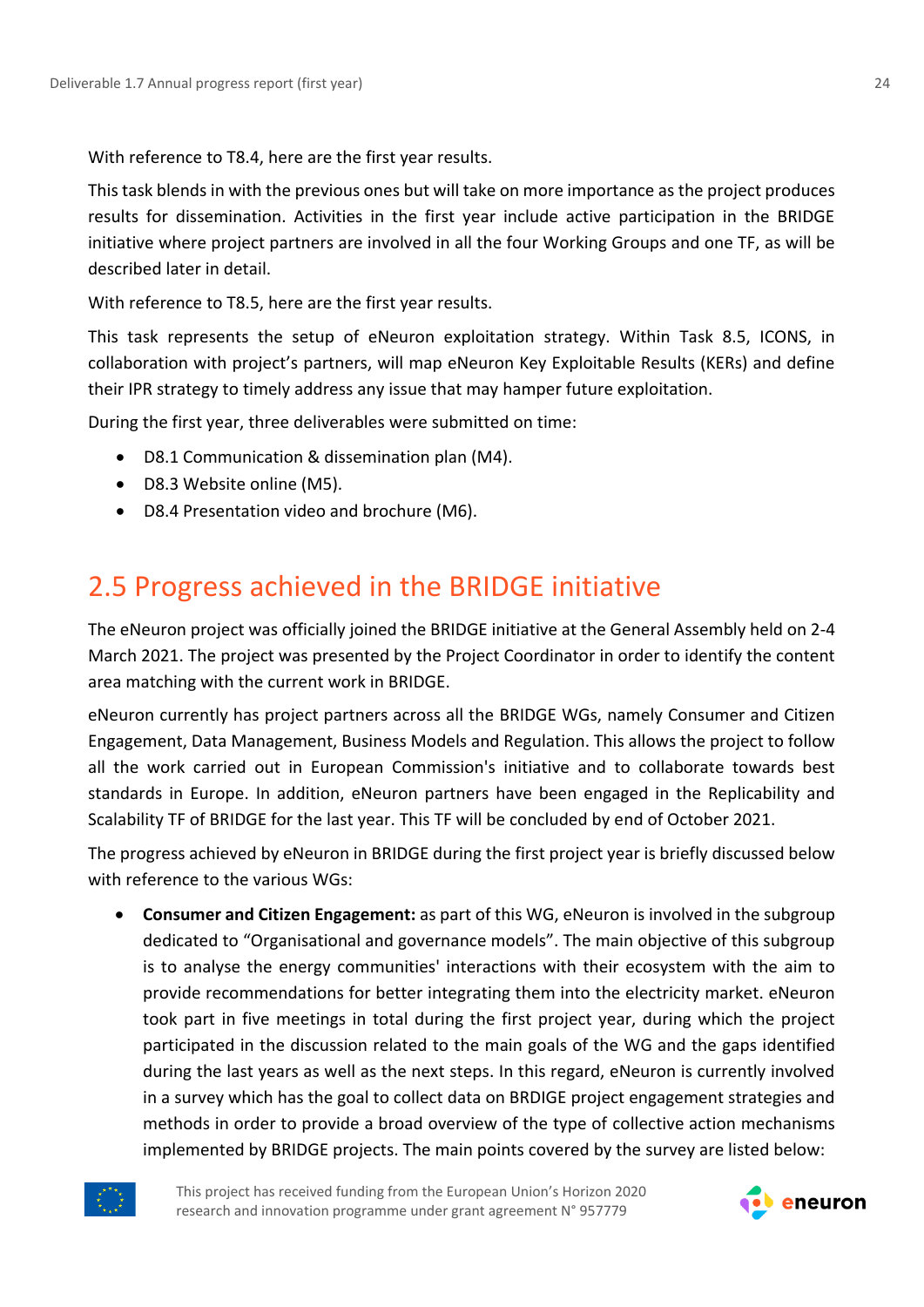With reference to T8.4, here are the first year results.

This task blends in with the previous ones but will take on more importance as the project produces results for dissemination. Activities in the first year include active participation in the BRIDGE initiative where project partners are involved in all the four Working Groups and one TF, as will be described later in detail.

With reference to T8.5, here are the first year results.

This task represents the setup of eNeuron exploitation strategy. Within Task 8.5, ICONS, in collaboration with project's partners, will map eNeuron Key Exploitable Results (KERs) and define their IPR strategy to timely address any issue that may hamper future exploitation.

During the first year, three deliverables were submitted on time:

- D8.1 Communication & dissemination plan (M4).
- D8.3 Website online (M5).
- D8.4 Presentation video and brochure (M6).

## 2.5 Progress achieved in the BRIDGE initiative

The eNeuron project was officially joined the BRIDGE initiative at the General Assembly held on 2-4 March 2021. The project was presented by the Project Coordinator in order to identify the content area matching with the current work in BRIDGE.

eNeuron currently has project partners across all the BRIDGE WGs, namely Consumer and Citizen Engagement, Data Management, Business Models and Regulation. This allows the project to follow all the work carried out in European Commission's initiative and to collaborate towards best standards in Europe. In addition, eNeuron partners have been engaged in the Replicability and Scalability TF of BRIDGE for the last year. This TF will be concluded by end of October 2021.

The progress achieved by eNeuron in BRIDGE during the first project year is briefly discussed below with reference to the various WGs:

- **Consumer and Citizen Engagement:** as part of this WG, eNeuron is involved in the subgroup dedicated to "Organisational and governance models". The main objective of this subgroup is to analyse the energy communities' interactions with their ecosystem with the aim to provide recommendations for better integrating them into the electricity market. eNeuron took part in five meetings in total during the first project year, during which the project participated in the discussion related to the main goals of the WG and the gaps identified during the last years as well as the next steps. In this regard, eNeuron is currently involved in a survey which has the goal to collect data on BRDIGE project engagement strategies and methods in order to provide a broad overview of the type of collective action mechanisms implemented by BRIDGE projects. The main points covered by the survey are listed below: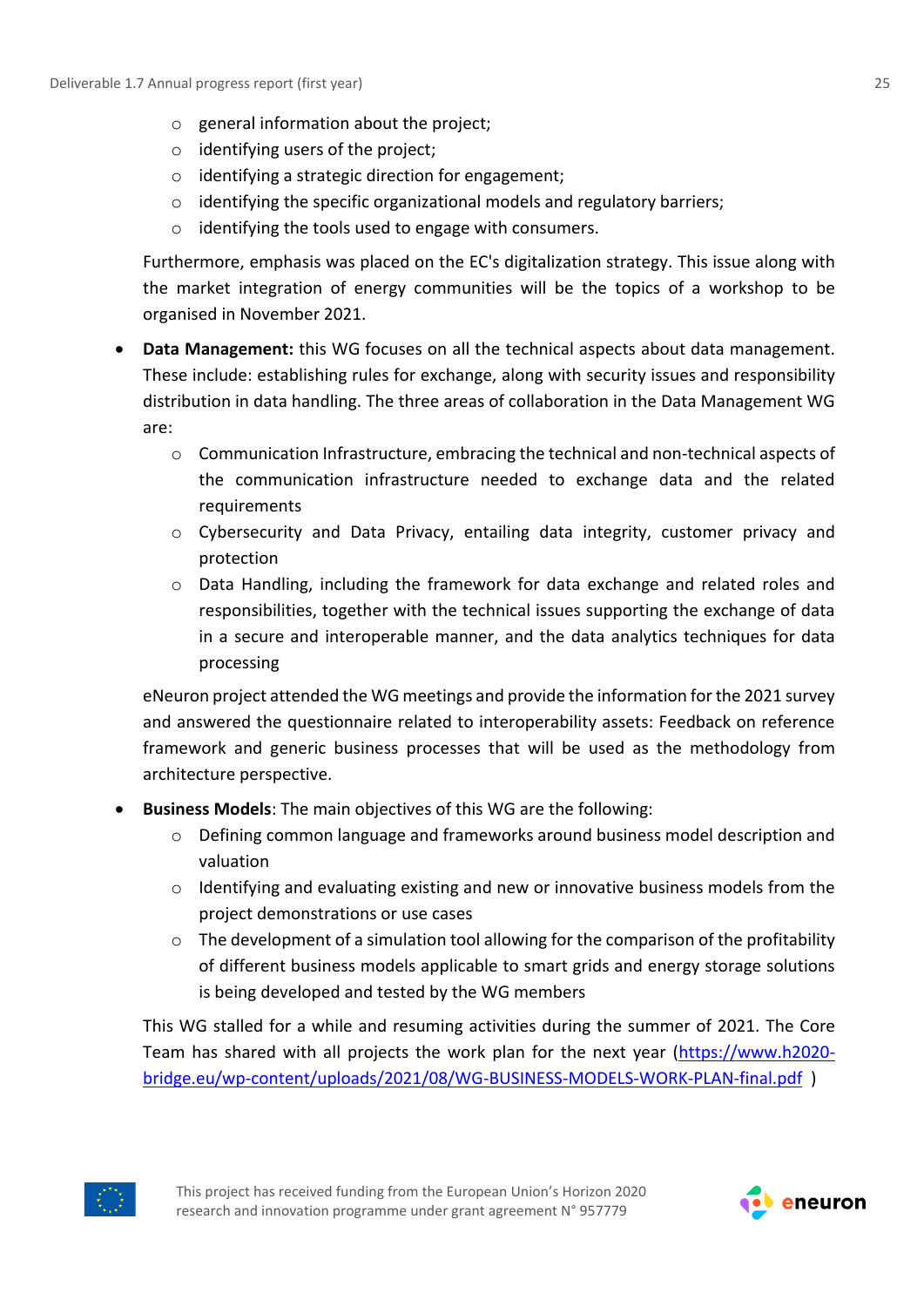- general information about the project;
    - identifying users of the project;
    - identifying a strategic direction for engagement;
    - identifying the specific organizational models and regulatory barriers;
    - identifying the tools used to engage with consumers.

  Furthermore, emphasis was placed on the EC's digitalization strategy. This issue along with the market integration of energy communities will be the topics of a workshop to be organised in November 2021.

- **Data Management:** this WG focuses on all the technical aspects about data management. These include: establishing rules for exchange, along with security issues and responsibility distribution in data handling. The three areas of collaboration in the Data Management WG are:
    - Communication Infrastructure, embracing the technical and non-technical aspects of the communication infrastructure needed to exchange data and the related requirements
    - Cybersecurity and Data Privacy, entailing data integrity, customer privacy and protection
    - Data Handling, including the framework for data exchange and related roles and responsibilities, together with the technical issues supporting the exchange of data in a secure and interoperable manner, and the data analytics techniques for data processing

  eNeuron project attended the WG meetings and provide the information for the 2021 survey and answered the questionnaire related to interoperability assets: Feedback on reference framework and generic business processes that will be used as the methodology from architecture perspective.

- **Business Models**: The main objectives of this WG are the following:
    - Defining common language and frameworks around business model description and valuation
    - Identifying and evaluating existing and new or innovative business models from the project demonstrations or use cases
    - The development of a simulation tool allowing for the comparison of the profitability of different business models applicable to smart grids and energy storage solutions is being developed and tested by the WG members

  This WG stalled for a while and resuming activities during the summer of 2021. The Core Team has shared with all projects the work plan for the next year (https://www.h2020-bridge.eu/wp-content/uploads/2021/08/WG-BUSINESS-MODELS-WORK-PLAN-final.pdf )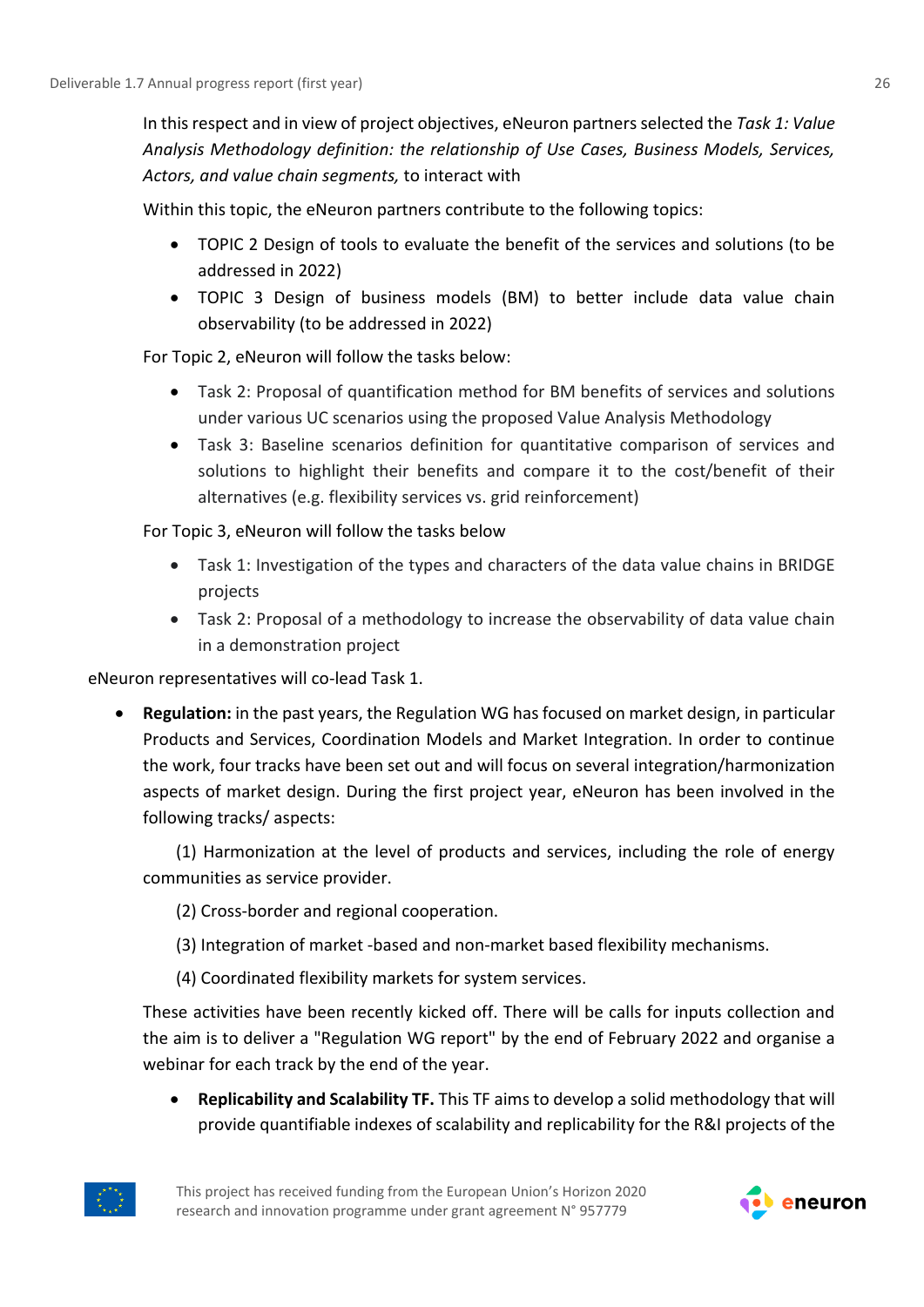In this respect and in view of project objectives, eNeuron partners selected the *Task 1: Value Analysis Methodology definition: the relationship of Use Cases, Business Models, Services, Actors, and value chain segments,* to interact with

Within this topic, the eNeuron partners contribute to the following topics:

- TOPIC 2 Design of tools to evaluate the benefit of the services and solutions (to be addressed in 2022)
- TOPIC 3 Design of business models (BM) to better include data value chain observability (to be addressed in 2022)

For Topic 2, eNeuron will follow the tasks below:

- Task 2: Proposal of quantification method for BM benefits of services and solutions under various UC scenarios using the proposed Value Analysis Methodology
- Task 3: Baseline scenarios definition for quantitative comparison of services and solutions to highlight their benefits and compare it to the cost/benefit of their alternatives (e.g. flexibility services vs. grid reinforcement)

For Topic 3, eNeuron will follow the tasks below

- Task 1: Investigation of the types and characters of the data value chains in BRIDGE projects
- Task 2: Proposal of a methodology to increase the observability of data value chain in a demonstration project

eNeuron representatives will co-lead Task 1.

- **Regulation:** in the past years, the Regulation WG has focused on market design, in particular Products and Services, Coordination Models and Market Integration. In order to continue the work, four tracks have been set out and will focus on several integration/harmonization aspects of market design. During the first project year, eNeuron has been involved in the following tracks/ aspects:

  (1) Harmonization at the level of products and services, including the role of energy communities as service provider.

  (2) Cross-border and regional cooperation.

  (3) Integration of market -based and non-market based flexibility mechanisms.

  (4) Coordinated flexibility markets for system services.

  These activities have been recently kicked off. There will be calls for inputs collection and the aim is to deliver a "Regulation WG report" by the end of February 2022 and organise a webinar for each track by the end of the year.

  - **Replicability and Scalability TF.** This TF aims to develop a solid methodology that will provide quantifiable indexes of scalability and replicability for the R&I projects of the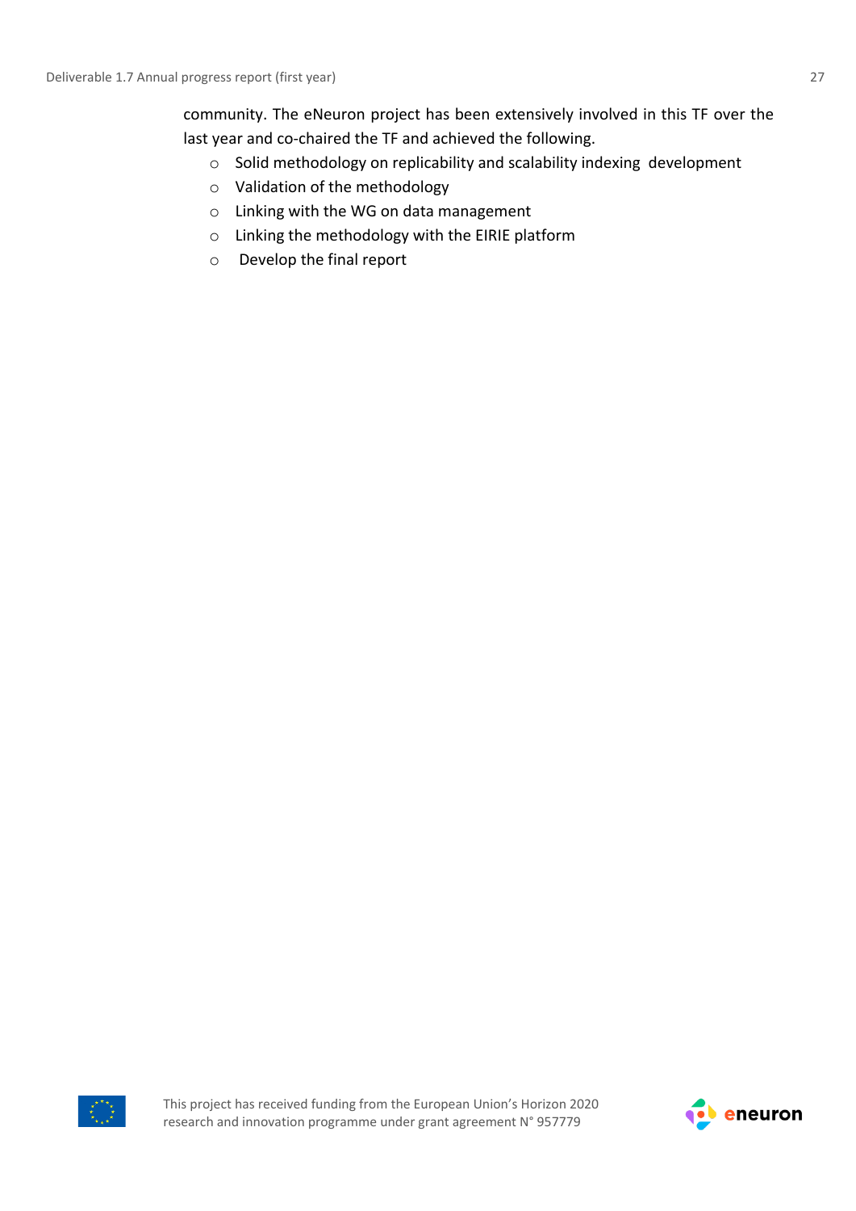community. The eNeuron project has been extensively involved in this TF over the last year and co-chaired the TF and achieved the following.

- Solid methodology on replicability and scalability indexing development
- Validation of the methodology
- Linking with the WG on data management
- Linking the methodology with the EIRIE platform
- Develop the final report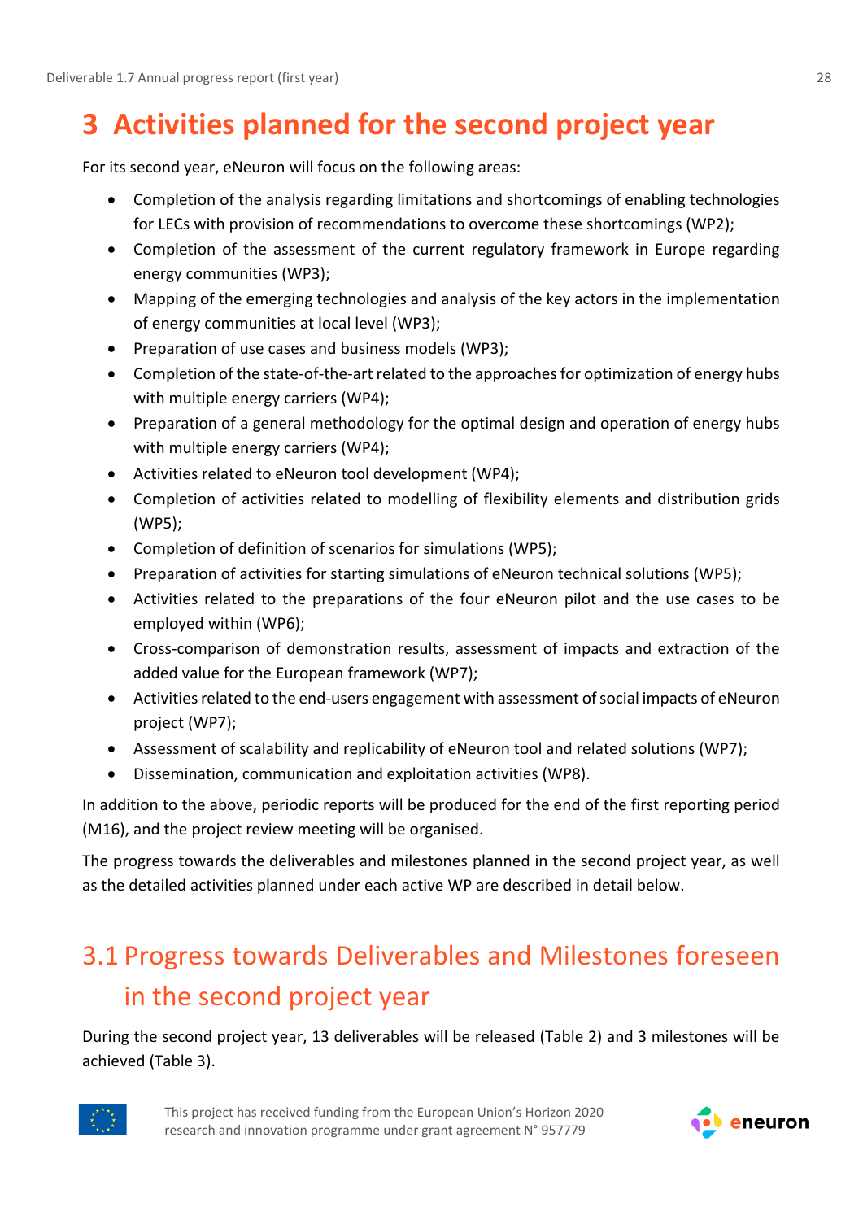# 3 Activities planned for the second project year

For its second year, eNeuron will focus on the following areas:

- Completion of the analysis regarding limitations and shortcomings of enabling technologies for LECs with provision of recommendations to overcome these shortcomings (WP2);
- Completion of the assessment of the current regulatory framework in Europe regarding energy communities (WP3);
- Mapping of the emerging technologies and analysis of the key actors in the implementation of energy communities at local level (WP3);
- Preparation of use cases and business models (WP3);
- Completion of the state-of-the-art related to the approaches for optimization of energy hubs with multiple energy carriers (WP4);
- Preparation of a general methodology for the optimal design and operation of energy hubs with multiple energy carriers (WP4);
- Activities related to eNeuron tool development (WP4);
- Completion of activities related to modelling of flexibility elements and distribution grids (WP5);
- Completion of definition of scenarios for simulations (WP5);
- Preparation of activities for starting simulations of eNeuron technical solutions (WP5);
- Activities related to the preparations of the four eNeuron pilot and the use cases to be employed within (WP6);
- Cross-comparison of demonstration results, assessment of impacts and extraction of the added value for the European framework (WP7);
- Activities related to the end-users engagement with assessment of social impacts of eNeuron project (WP7);
- Assessment of scalability and replicability of eNeuron tool and related solutions (WP7);
- Dissemination, communication and exploitation activities (WP8).

In addition to the above, periodic reports will be produced for the end of the first reporting period (M16), and the project review meeting will be organised.

The progress towards the deliverables and milestones planned in the second project year, as well as the detailed activities planned under each active WP are described in detail below.

## 3.1 Progress towards Deliverables and Milestones foreseen in the second project year

During the second project year, 13 deliverables will be released (Table 2) and 3 milestones will be achieved (Table 3).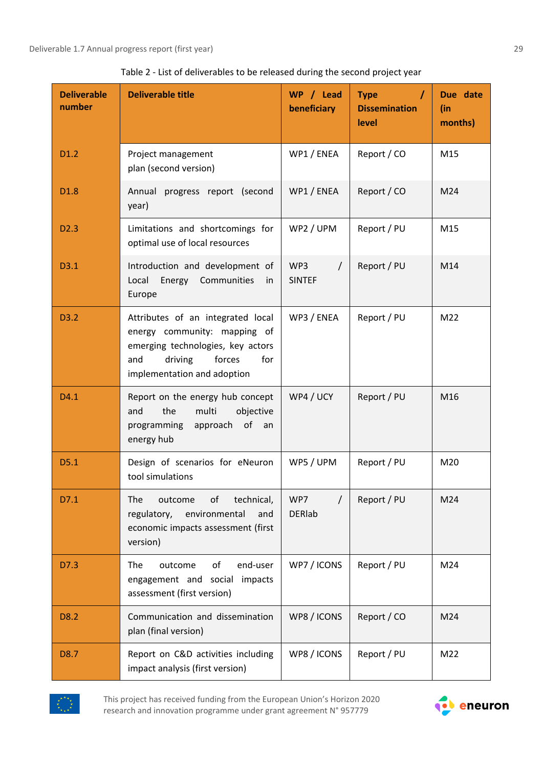Table 2 - List of deliverables to be released during the second project year

| Deliverable number | Deliverable title | WP / Lead beneficiary | Type / Dissemination level | Due date (in months) |
|---|---|---|---|---|
| D1.2 | Project management plan (second version) | WP1 / ENEA | Report / CO | M15 |
| D1.8 | Annual progress report (second year) | WP1 / ENEA | Report / CO | M24 |
| D2.3 | Limitations and shortcomings for optimal use of local resources | WP2 / UPM | Report / PU | M15 |
| D3.1 | Introduction and development of Local Energy Communities in Europe | WP3 / SINTEF | Report / PU | M14 |
| D3.2 | Attributes of an integrated local energy community: mapping of emerging technologies, key actors and driving forces for implementation and adoption | WP3 / ENEA | Report / PU | M22 |
| D4.1 | Report on the energy hub concept and the multi objective programming approach of an energy hub | WP4 / UCY | Report / PU | M16 |
| D5.1 | Design of scenarios for eNeuron tool simulations | WP5 / UPM | Report / PU | M20 |
| D7.1 | The outcome of technical, regulatory, environmental and economic impacts assessment (first version) | WP7 / DERlab | Report / PU | M24 |
| D7.3 | The outcome of end-user engagement and social impacts assessment (first version) | WP7 / ICONS | Report / PU | M24 |
| D8.2 | Communication and dissemination plan (final version) | WP8 / ICONS | Report / CO | M24 |
| D8.7 | Report on C&D activities including impact analysis (first version) | WP8 / ICONS | Report / PU | M22 |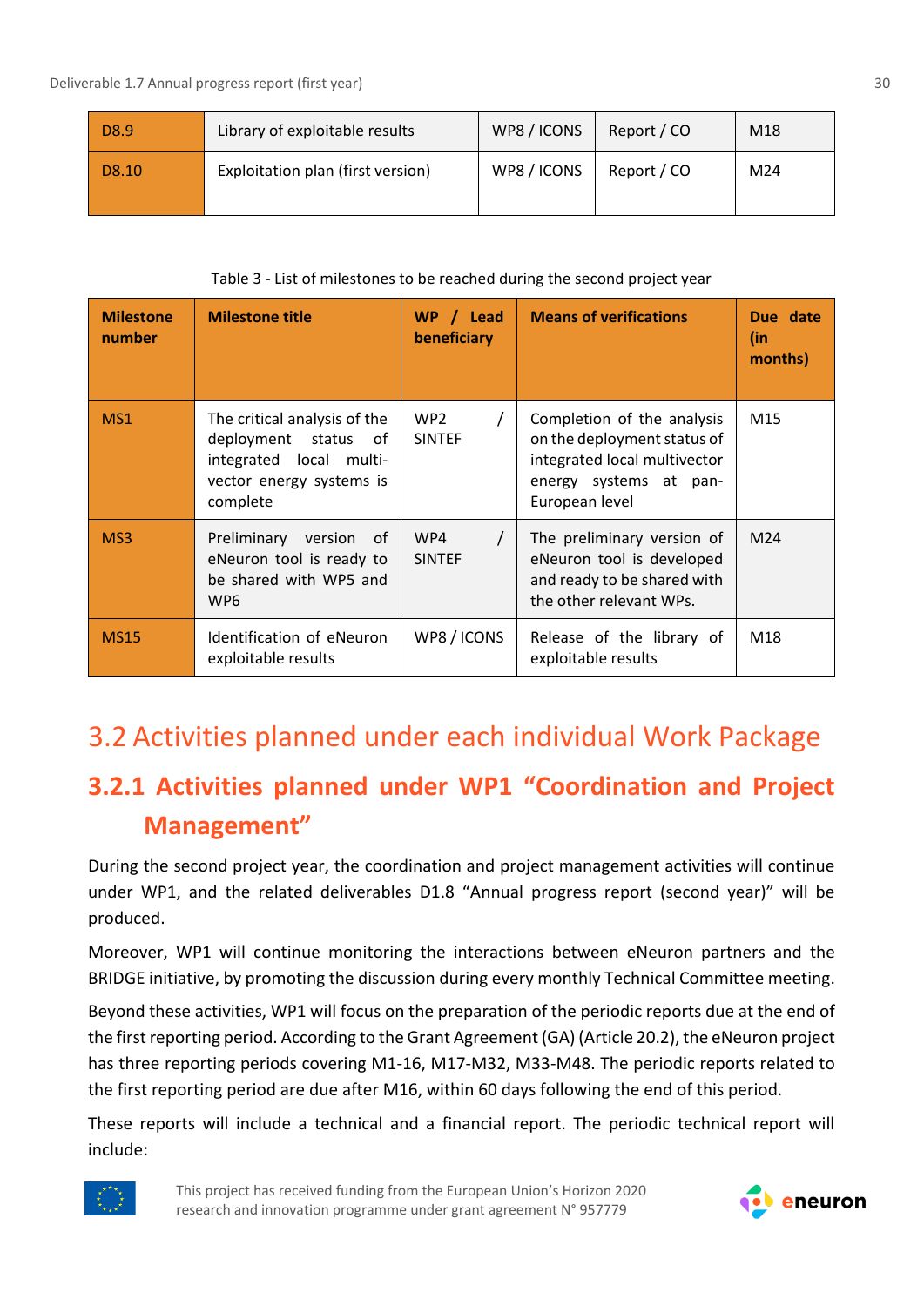| D8.9 | Library of exploitable results | WP8 / ICONS | Report / CO | M18 |
|---|---|---|---|---|
| D8.10 | Exploitation plan (first version) | WP8 / ICONS | Report / CO | M24 |

Table 3 - List of milestones to be reached during the second project year

| Milestone number | Milestone title | WP / Lead beneficiary | Means of verifications | Due date (in months) |
|---|---|---|---|---|
| MS1 | The critical analysis of the deployment status of integrated local multi-vector energy systems is complete | WP2 / SINTEF | Completion of the analysis on the deployment status of integrated local multivector energy systems at pan-European level | M15 |
| MS3 | Preliminary version of eNeuron tool is ready to be shared with WP5 and WP6 | WP4 / SINTEF | The preliminary version of eNeuron tool is developed and ready to be shared with the other relevant WPs. | M24 |
| MS15 | Identification of eNeuron exploitable results | WP8 / ICONS | Release of the library of exploitable results | M18 |

## 3.2 Activities planned under each individual Work Package

### 3.2.1 Activities planned under WP1 "Coordination and Project Management"

During the second project year, the coordination and project management activities will continue under WP1, and the related deliverables D1.8 "Annual progress report (second year)" will be produced.

Moreover, WP1 will continue monitoring the interactions between eNeuron partners and the BRIDGE initiative, by promoting the discussion during every monthly Technical Committee meeting.

Beyond these activities, WP1 will focus on the preparation of the periodic reports due at the end of the first reporting period. According to the Grant Agreement (GA) (Article 20.2), the eNeuron project has three reporting periods covering M1-16, M17-M32, M33-M48. The periodic reports related to the first reporting period are due after M16, within 60 days following the end of this period.

These reports will include a technical and a financial report. The periodic technical report will include: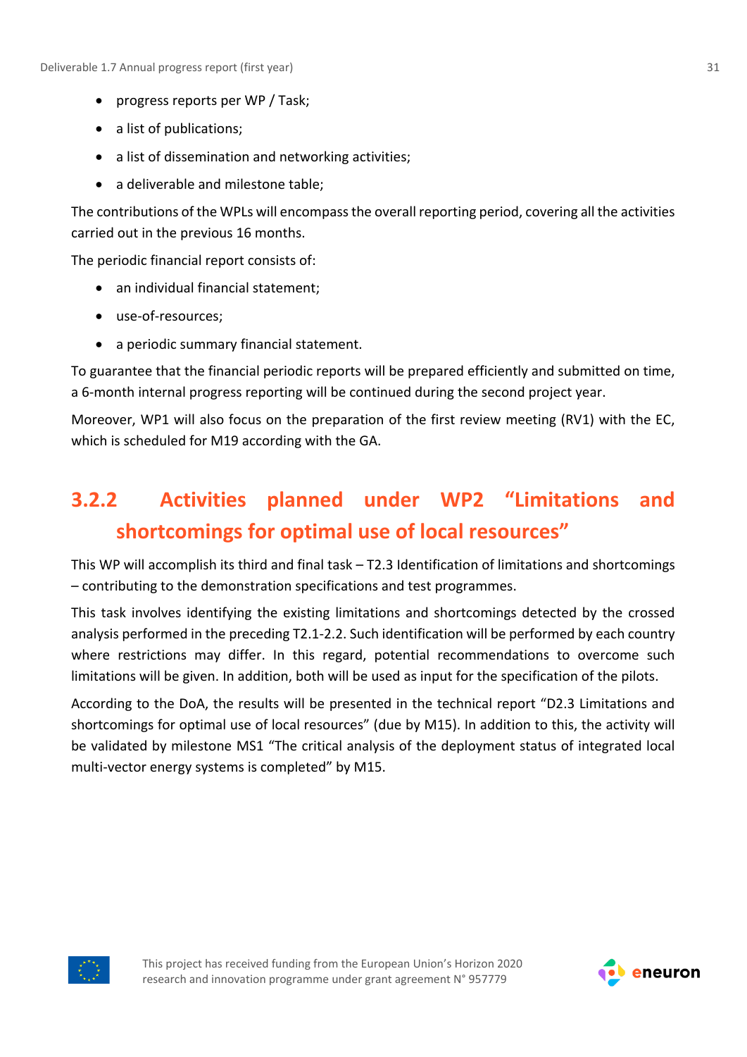- progress reports per WP / Task;
- a list of publications;
- a list of dissemination and networking activities;
- a deliverable and milestone table;

The contributions of the WPLs will encompass the overall reporting period, covering all the activities carried out in the previous 16 months.

The periodic financial report consists of:

- an individual financial statement;
- use-of-resources;
- a periodic summary financial statement.

To guarantee that the financial periodic reports will be prepared efficiently and submitted on time, a 6-month internal progress reporting will be continued during the second project year.

Moreover, WP1 will also focus on the preparation of the first review meeting (RV1) with the EC, which is scheduled for M19 according with the GA.

### 3.2.2 Activities planned under WP2 "Limitations and shortcomings for optimal use of local resources"

This WP will accomplish its third and final task – T2.3 Identification of limitations and shortcomings – contributing to the demonstration specifications and test programmes.

This task involves identifying the existing limitations and shortcomings detected by the crossed analysis performed in the preceding T2.1-2.2. Such identification will be performed by each country where restrictions may differ. In this regard, potential recommendations to overcome such limitations will be given. In addition, both will be used as input for the specification of the pilots.

According to the DoA, the results will be presented in the technical report "D2.3 Limitations and shortcomings for optimal use of local resources" (due by M15). In addition to this, the activity will be validated by milestone MS1 "The critical analysis of the deployment status of integrated local multi-vector energy systems is completed" by M15.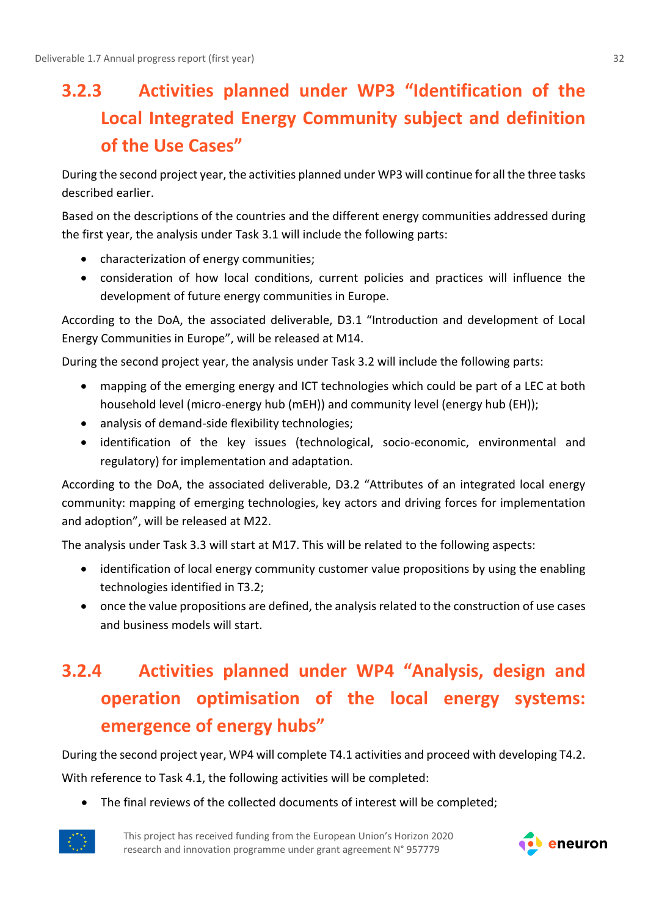### 3.2.3 Activities planned under WP3 "Identification of the Local Integrated Energy Community subject and definition of the Use Cases"

During the second project year, the activities planned under WP3 will continue for all the three tasks described earlier.

Based on the descriptions of the countries and the different energy communities addressed during the first year, the analysis under Task 3.1 will include the following parts:

- characterization of energy communities;
- consideration of how local conditions, current policies and practices will influence the development of future energy communities in Europe.

According to the DoA, the associated deliverable, D3.1 "Introduction and development of Local Energy Communities in Europe", will be released at M14.

During the second project year, the analysis under Task 3.2 will include the following parts:

- mapping of the emerging energy and ICT technologies which could be part of a LEC at both household level (micro-energy hub (mEH)) and community level (energy hub (EH));
- analysis of demand-side flexibility technologies;
- identification of the key issues (technological, socio-economic, environmental and regulatory) for implementation and adaptation.

According to the DoA, the associated deliverable, D3.2 "Attributes of an integrated local energy community: mapping of emerging technologies, key actors and driving forces for implementation and adoption", will be released at M22.

The analysis under Task 3.3 will start at M17. This will be related to the following aspects:

- identification of local energy community customer value propositions by using the enabling technologies identified in T3.2;
- once the value propositions are defined, the analysis related to the construction of use cases and business models will start.

### 3.2.4 Activities planned under WP4 "Analysis, design and operation optimisation of the local energy systems: emergence of energy hubs"

During the second project year, WP4 will complete T4.1 activities and proceed with developing T4.2.

With reference to Task 4.1, the following activities will be completed:

- The final reviews of the collected documents of interest will be completed;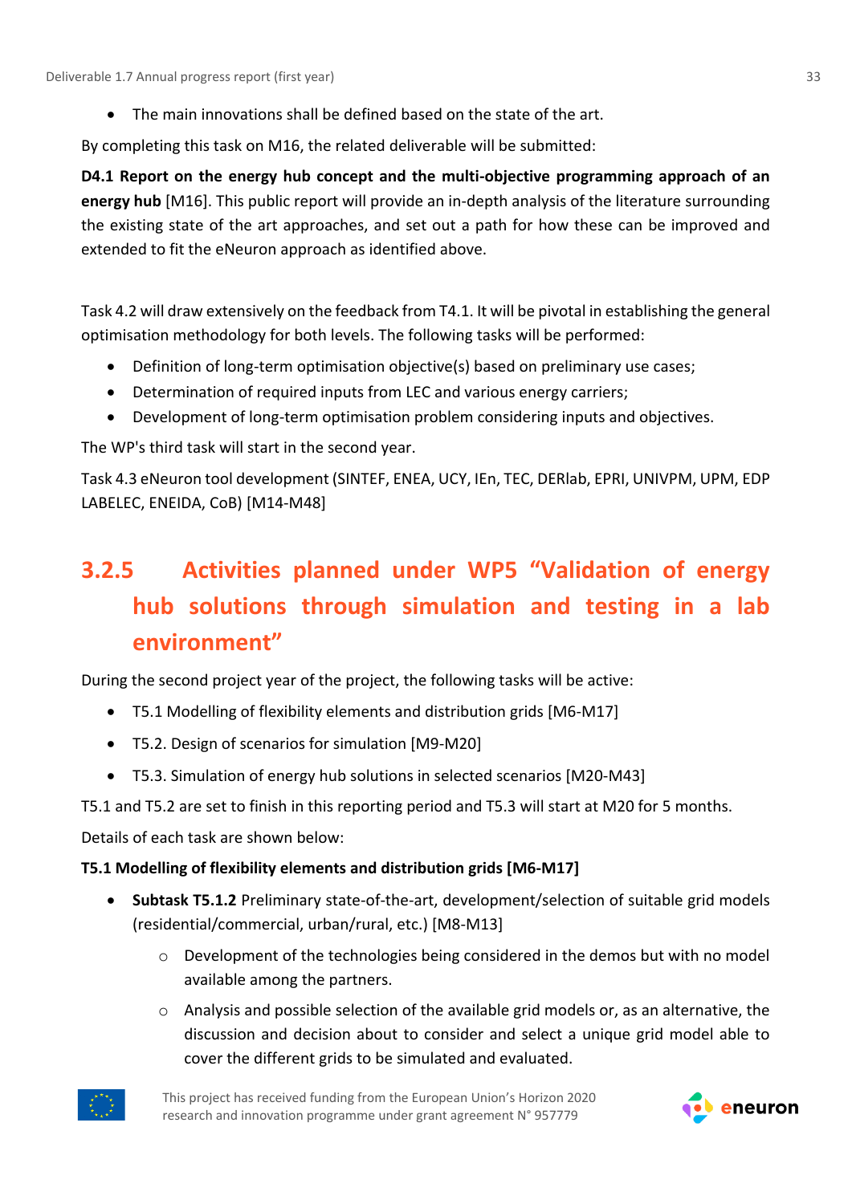- The main innovations shall be defined based on the state of the art.

By completing this task on M16, the related deliverable will be submitted:

**D4.1 Report on the energy hub concept and the multi-objective programming approach of an energy hub** [M16]. This public report will provide an in-depth analysis of the literature surrounding the existing state of the art approaches, and set out a path for how these can be improved and extended to fit the eNeuron approach as identified above.

Task 4.2 will draw extensively on the feedback from T4.1. It will be pivotal in establishing the general optimisation methodology for both levels. The following tasks will be performed:

- Definition of long-term optimisation objective(s) based on preliminary use cases;
- Determination of required inputs from LEC and various energy carriers;
- Development of long-term optimisation problem considering inputs and objectives.

The WP's third task will start in the second year.

Task 4.3 eNeuron tool development (SINTEF, ENEA, UCY, IEn, TEC, DERlab, EPRI, UNIVPM, UPM, EDP LABELEC, ENEIDA, CoB) [M14-M48]

### 3.2.5 Activities planned under WP5 "Validation of energy hub solutions through simulation and testing in a lab environment"

During the second project year of the project, the following tasks will be active:

- T5.1 Modelling of flexibility elements and distribution grids [M6-M17]
- T5.2. Design of scenarios for simulation [M9-M20]
- T5.3. Simulation of energy hub solutions in selected scenarios [M20-M43]

T5.1 and T5.2 are set to finish in this reporting period and T5.3 will start at M20 for 5 months.

Details of each task are shown below:

**T5.1 Modelling of flexibility elements and distribution grids [M6-M17]**

- **Subtask T5.1.2** Preliminary state-of-the-art, development/selection of suitable grid models (residential/commercial, urban/rural, etc.) [M8-M13]
  - Development of the technologies being considered in the demos but with no model available among the partners.
  - Analysis and possible selection of the available grid models or, as an alternative, the discussion and decision about to consider and select a unique grid model able to cover the different grids to be simulated and evaluated.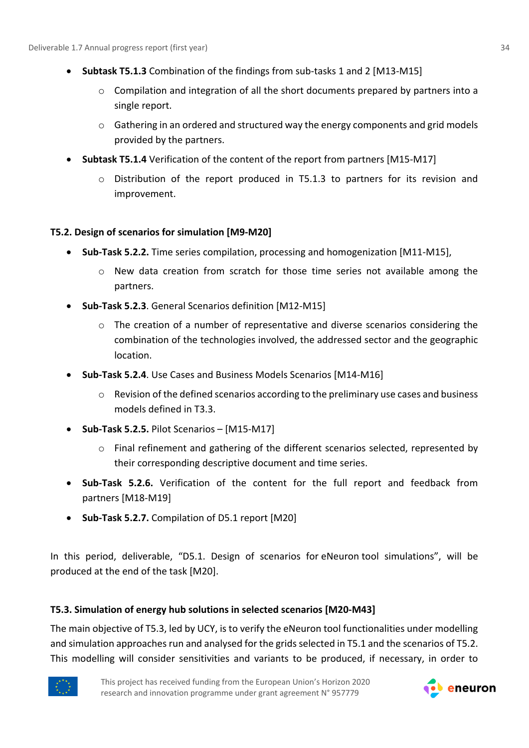- **Subtask T5.1.3** Combination of the findings from sub-tasks 1 and 2 [M13-M15]
    - Compilation and integration of all the short documents prepared by partners into a single report.
    - Gathering in an ordered and structured way the energy components and grid models provided by the partners.
- **Subtask T5.1.4** Verification of the content of the report from partners [M15-M17]
    - Distribution of the report produced in T5.1.3 to partners for its revision and improvement.

**T5.2. Design of scenarios for simulation [M9-M20]**

- **Sub-Task 5.2.2.** Time series compilation, processing and homogenization [M11-M15],
    - New data creation from scratch for those time series not available among the partners.
- **Sub-Task 5.2.3**. General Scenarios definition [M12-M15]
    - The creation of a number of representative and diverse scenarios considering the combination of the technologies involved, the addressed sector and the geographic location.
- **Sub-Task 5.2.4**. Use Cases and Business Models Scenarios [M14-M16]
    - Revision of the defined scenarios according to the preliminary use cases and business models defined in T3.3.
- **Sub-Task 5.2.5.** Pilot Scenarios – [M15-M17]
    - Final refinement and gathering of the different scenarios selected, represented by their corresponding descriptive document and time series.
- **Sub-Task 5.2.6.** Verification of the content for the full report and feedback from partners [M18-M19]
- **Sub-Task 5.2.7.** Compilation of D5.1 report [M20]

In this period, deliverable, "D5.1. Design of scenarios for eNeuron tool simulations", will be produced at the end of the task [M20].

**T5.3. Simulation of energy hub solutions in selected scenarios [M20-M43]**

The main objective of T5.3, led by UCY, is to verify the eNeuron tool functionalities under modelling and simulation approaches run and analysed for the grids selected in T5.1 and the scenarios of T5.2. This modelling will consider sensitivities and variants to be produced, if necessary, in order to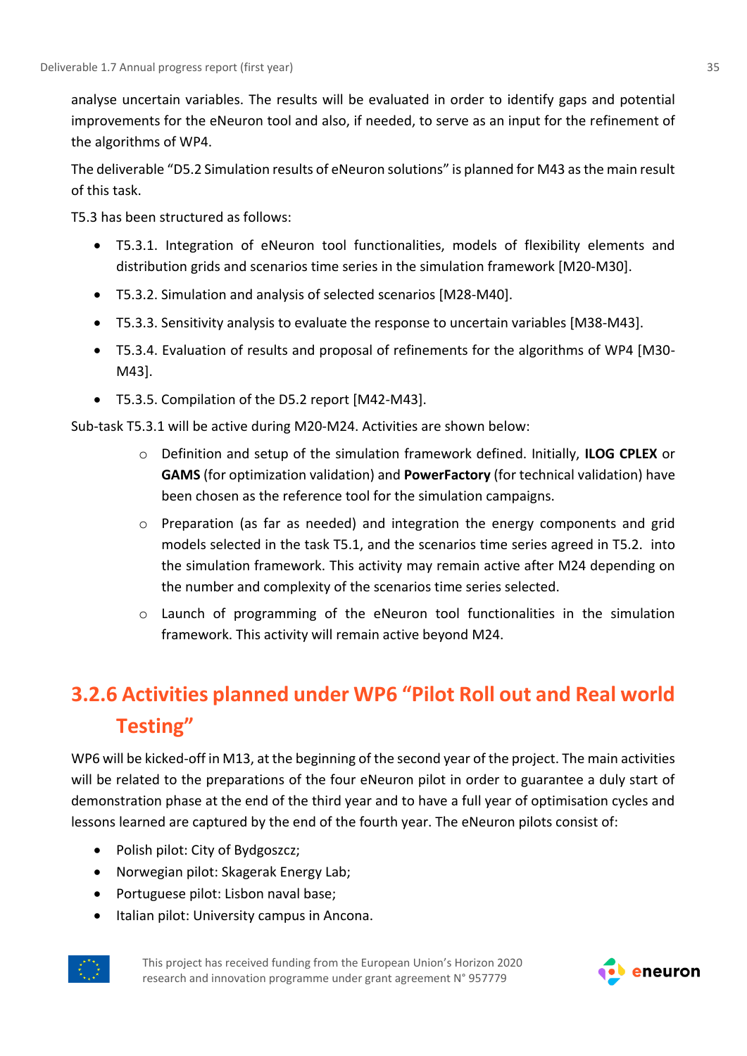analyse uncertain variables. The results will be evaluated in order to identify gaps and potential improvements for the eNeuron tool and also, if needed, to serve as an input for the refinement of the algorithms of WP4.

The deliverable "D5.2 Simulation results of eNeuron solutions" is planned for M43 as the main result of this task.

T5.3 has been structured as follows:

- T5.3.1. Integration of eNeuron tool functionalities, models of flexibility elements and distribution grids and scenarios time series in the simulation framework [M20-M30].
- T5.3.2. Simulation and analysis of selected scenarios [M28-M40].
- T5.3.3. Sensitivity analysis to evaluate the response to uncertain variables [M38-M43].
- T5.3.4. Evaluation of results and proposal of refinements for the algorithms of WP4 [M30-M43].
- T5.3.5. Compilation of the D5.2 report [M42-M43].

Sub-task T5.3.1 will be active during M20-M24. Activities are shown below:

  - Definition and setup of the simulation framework defined. Initially, **ILOG CPLEX** or **GAMS** (for optimization validation) and **PowerFactory** (for technical validation) have been chosen as the reference tool for the simulation campaigns.
  - Preparation (as far as needed) and integration the energy components and grid models selected in the task T5.1, and the scenarios time series agreed in T5.2. into the simulation framework. This activity may remain active after M24 depending on the number and complexity of the scenarios time series selected.
  - Launch of programming of the eNeuron tool functionalities in the simulation framework. This activity will remain active beyond M24.

### 3.2.6 Activities planned under WP6 "Pilot Roll out and Real world Testing"

WP6 will be kicked-off in M13, at the beginning of the second year of the project. The main activities will be related to the preparations of the four eNeuron pilot in order to guarantee a duly start of demonstration phase at the end of the third year and to have a full year of optimisation cycles and lessons learned are captured by the end of the fourth year. The eNeuron pilots consist of:

- Polish pilot: City of Bydgoszcz;
- Norwegian pilot: Skagerak Energy Lab;
- Portuguese pilot: Lisbon naval base;
- Italian pilot: University campus in Ancona.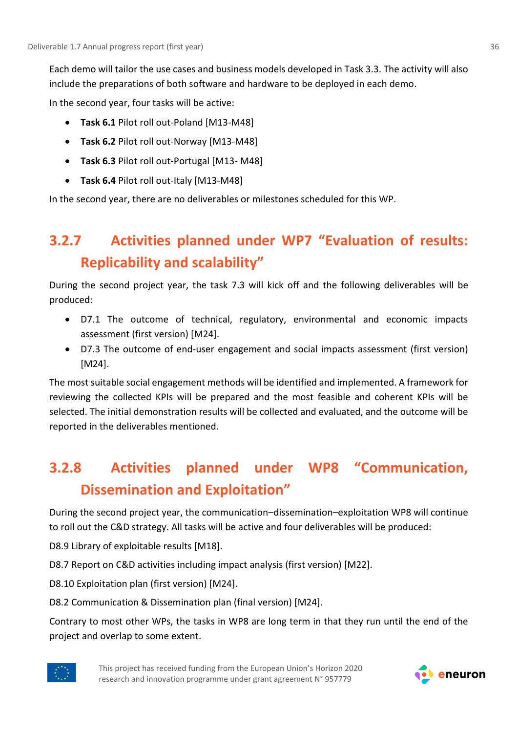Each demo will tailor the use cases and business models developed in Task 3.3. The activity will also include the preparations of both software and hardware to be deployed in each demo.

In the second year, four tasks will be active:

- **Task 6.1** Pilot roll out-Poland [M13-M48]
- **Task 6.2** Pilot roll out-Norway [M13-M48]
- **Task 6.3** Pilot roll out-Portugal [M13- M48]
- **Task 6.4** Pilot roll out-Italy [M13-M48]

In the second year, there are no deliverables or milestones scheduled for this WP.

### 3.2.7 Activities planned under WP7 "Evaluation of results: Replicability and scalability"

During the second project year, the task 7.3 will kick off and the following deliverables will be produced:

- D7.1 The outcome of technical, regulatory, environmental and economic impacts assessment (first version) [M24].
- D7.3 The outcome of end-user engagement and social impacts assessment (first version) [M24].

The most suitable social engagement methods will be identified and implemented. A framework for reviewing the collected KPIs will be prepared and the most feasible and coherent KPIs will be selected. The initial demonstration results will be collected and evaluated, and the outcome will be reported in the deliverables mentioned.

### 3.2.8 Activities planned under WP8 "Communication, Dissemination and Exploitation"

During the second project year, the communication–dissemination–exploitation WP8 will continue to roll out the C&D strategy. All tasks will be active and four deliverables will be produced:

D8.9 Library of exploitable results [M18].

D8.7 Report on C&D activities including impact analysis (first version) [M22].

D8.10 Exploitation plan (first version) [M24].

D8.2 Communication & Dissemination plan (final version) [M24].

Contrary to most other WPs, the tasks in WP8 are long term in that they run until the end of the project and overlap to some extent.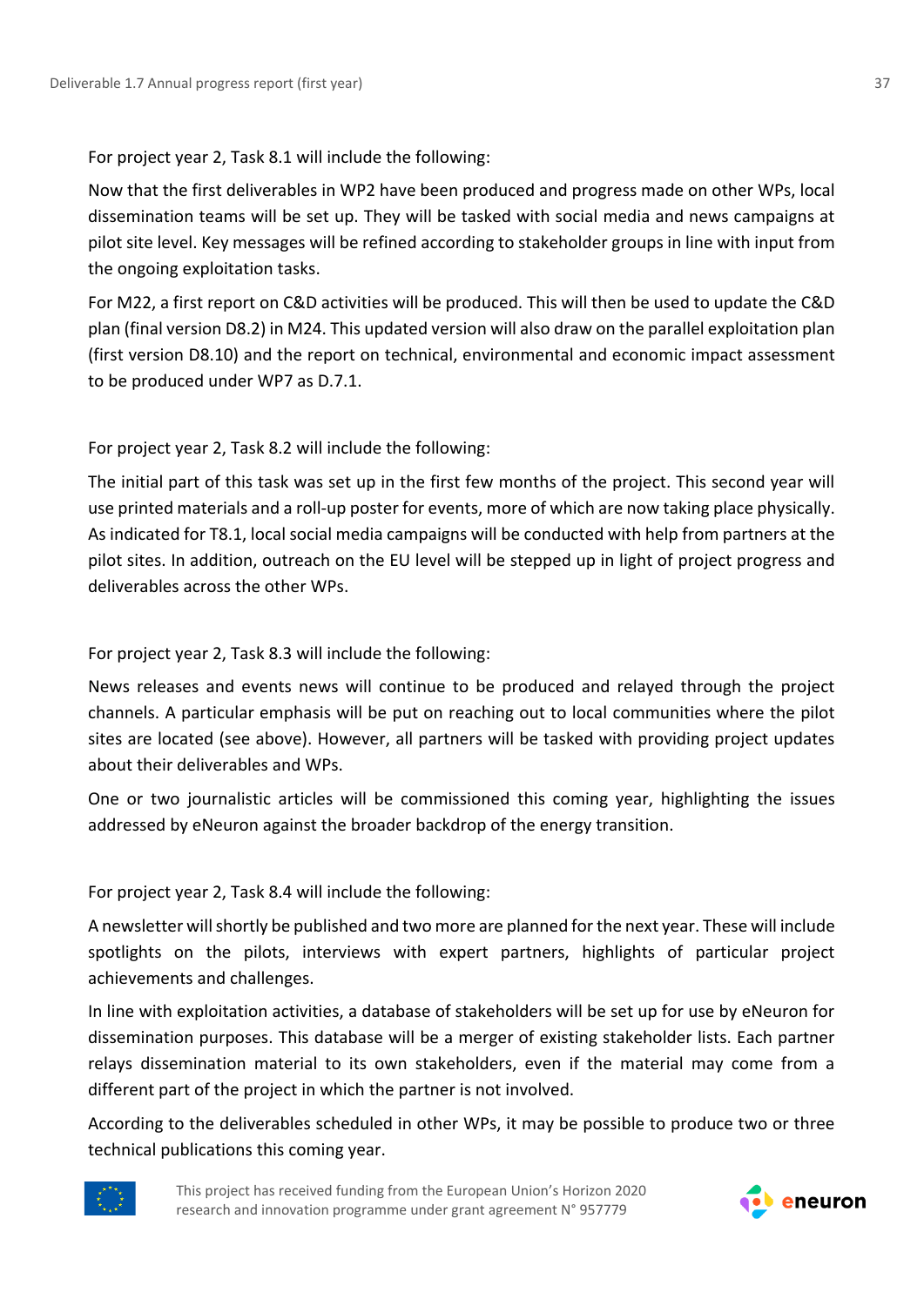For project year 2, Task 8.1 will include the following:

Now that the first deliverables in WP2 have been produced and progress made on other WPs, local dissemination teams will be set up. They will be tasked with social media and news campaigns at pilot site level. Key messages will be refined according to stakeholder groups in line with input from the ongoing exploitation tasks.

For M22, a first report on C&D activities will be produced. This will then be used to update the C&D plan (final version D8.2) in M24. This updated version will also draw on the parallel exploitation plan (first version D8.10) and the report on technical, environmental and economic impact assessment to be produced under WP7 as D.7.1.

For project year 2, Task 8.2 will include the following:

The initial part of this task was set up in the first few months of the project. This second year will use printed materials and a roll-up poster for events, more of which are now taking place physically. As indicated for T8.1, local social media campaigns will be conducted with help from partners at the pilot sites. In addition, outreach on the EU level will be stepped up in light of project progress and deliverables across the other WPs.

For project year 2, Task 8.3 will include the following:

News releases and events news will continue to be produced and relayed through the project channels. A particular emphasis will be put on reaching out to local communities where the pilot sites are located (see above). However, all partners will be tasked with providing project updates about their deliverables and WPs.

One or two journalistic articles will be commissioned this coming year, highlighting the issues addressed by eNeuron against the broader backdrop of the energy transition.

For project year 2, Task 8.4 will include the following:

A newsletter will shortly be published and two more are planned for the next year. These will include spotlights on the pilots, interviews with expert partners, highlights of particular project achievements and challenges.

In line with exploitation activities, a database of stakeholders will be set up for use by eNeuron for dissemination purposes. This database will be a merger of existing stakeholder lists. Each partner relays dissemination material to its own stakeholders, even if the material may come from a different part of the project in which the partner is not involved.

According to the deliverables scheduled in other WPs, it may be possible to produce two or three technical publications this coming year.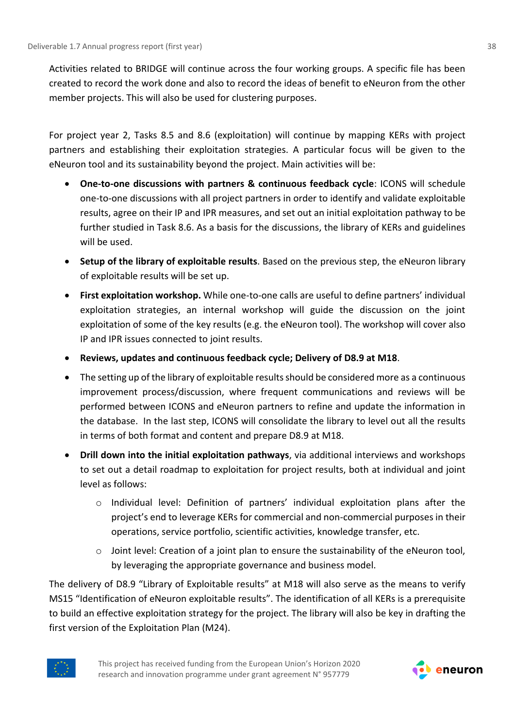Activities related to BRIDGE will continue across the four working groups. A specific file has been created to record the work done and also to record the ideas of benefit to eNeuron from the other member projects. This will also be used for clustering purposes.

For project year 2, Tasks 8.5 and 8.6 (exploitation) will continue by mapping KERs with project partners and establishing their exploitation strategies. A particular focus will be given to the eNeuron tool and its sustainability beyond the project. Main activities will be:

- **One-to-one discussions with partners & continuous feedback cycle**: ICONS will schedule one-to-one discussions with all project partners in order to identify and validate exploitable results, agree on their IP and IPR measures, and set out an initial exploitation pathway to be further studied in Task 8.6. As a basis for the discussions, the library of KERs and guidelines will be used.
- **Setup of the library of exploitable results**. Based on the previous step, the eNeuron library of exploitable results will be set up.
- **First exploitation workshop.** While one-to-one calls are useful to define partners' individual exploitation strategies, an internal workshop will guide the discussion on the joint exploitation of some of the key results (e.g. the eNeuron tool). The workshop will cover also IP and IPR issues connected to joint results.
- **Reviews, updates and continuous feedback cycle; Delivery of D8.9 at M18**.
- The setting up of the library of exploitable results should be considered more as a continuous improvement process/discussion, where frequent communications and reviews will be performed between ICONS and eNeuron partners to refine and update the information in the database. In the last step, ICONS will consolidate the library to level out all the results in terms of both format and content and prepare D8.9 at M18.
- **Drill down into the initial exploitation pathways**, via additional interviews and workshops to set out a detail roadmap to exploitation for project results, both at individual and joint level as follows:
    - Individual level: Definition of partners' individual exploitation plans after the project's end to leverage KERs for commercial and non-commercial purposes in their operations, service portfolio, scientific activities, knowledge transfer, etc.
    - Joint level: Creation of a joint plan to ensure the sustainability of the eNeuron tool, by leveraging the appropriate governance and business model.

The delivery of D8.9 "Library of Exploitable results" at M18 will also serve as the means to verify MS15 "Identification of eNeuron exploitable results". The identification of all KERs is a prerequisite to build an effective exploitation strategy for the project. The library will also be key in drafting the first version of the Exploitation Plan (M24).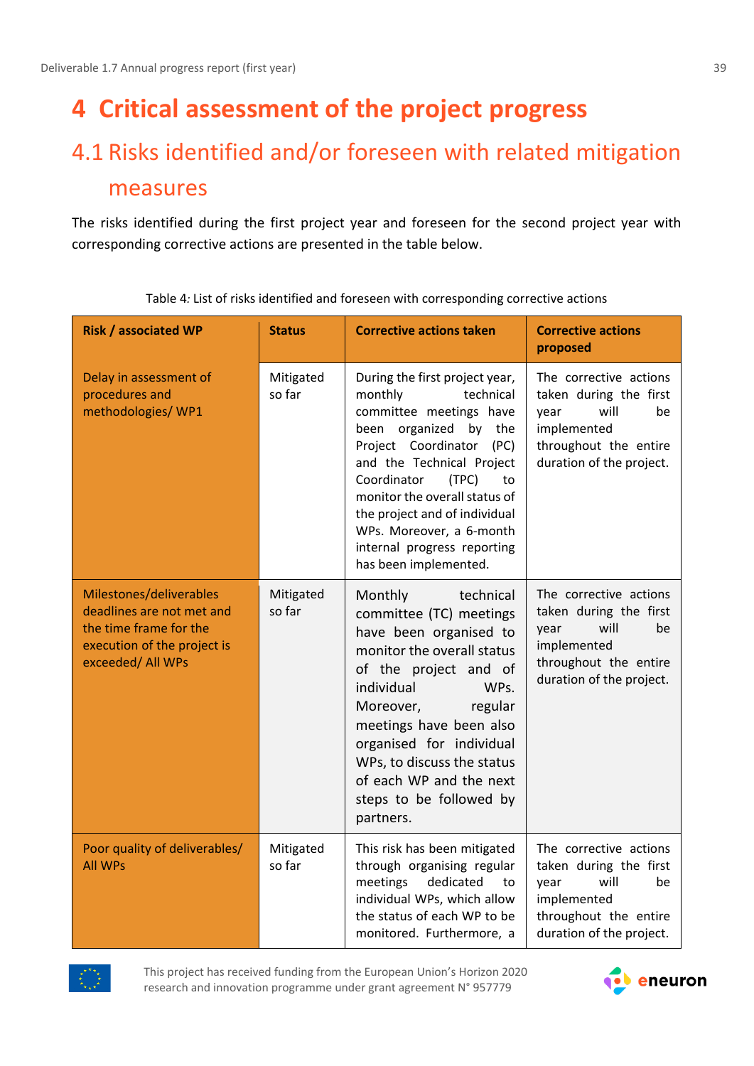# 4 Critical assessment of the project progress

## 4.1 Risks identified and/or foreseen with related mitigation measures

The risks identified during the first project year and foreseen for the second project year with corresponding corrective actions are presented in the table below.

Table 4: List of risks identified and foreseen with corresponding corrective actions

| Risk / associated WP | Status | Corrective actions taken | Corrective actions proposed |
|---|---|---|---|
| Delay in assessment of procedures and methodologies/ WP1 | Mitigated so far | During the first project year, monthly technical committee meetings have been organized by the Project Coordinator (PC) and the Technical Project Coordinator (TPC) to monitor the overall status of the project and of individual WPs. Moreover, a 6-month internal progress reporting has been implemented. | The corrective actions taken during the first year will be implemented throughout the entire duration of the project. |
| Milestones/deliverables deadlines are not met and the time frame for the execution of the project is exceeded/ All WPs | Mitigated so far | Monthly technical committee (TC) meetings have been organised to monitor the overall status of the project and of individual WPs. Moreover, regular meetings have been also organised for individual WPs, to discuss the status of each WP and the next steps to be followed by partners. | The corrective actions taken during the first year will be implemented throughout the entire duration of the project. |
| Poor quality of deliverables/ All WPs | Mitigated so far | This risk has been mitigated through organising regular meetings dedicated to individual WPs, which allow the status of each WP to be monitored. Furthermore, a | The corrective actions taken during the first year will be implemented throughout the entire duration of the project. |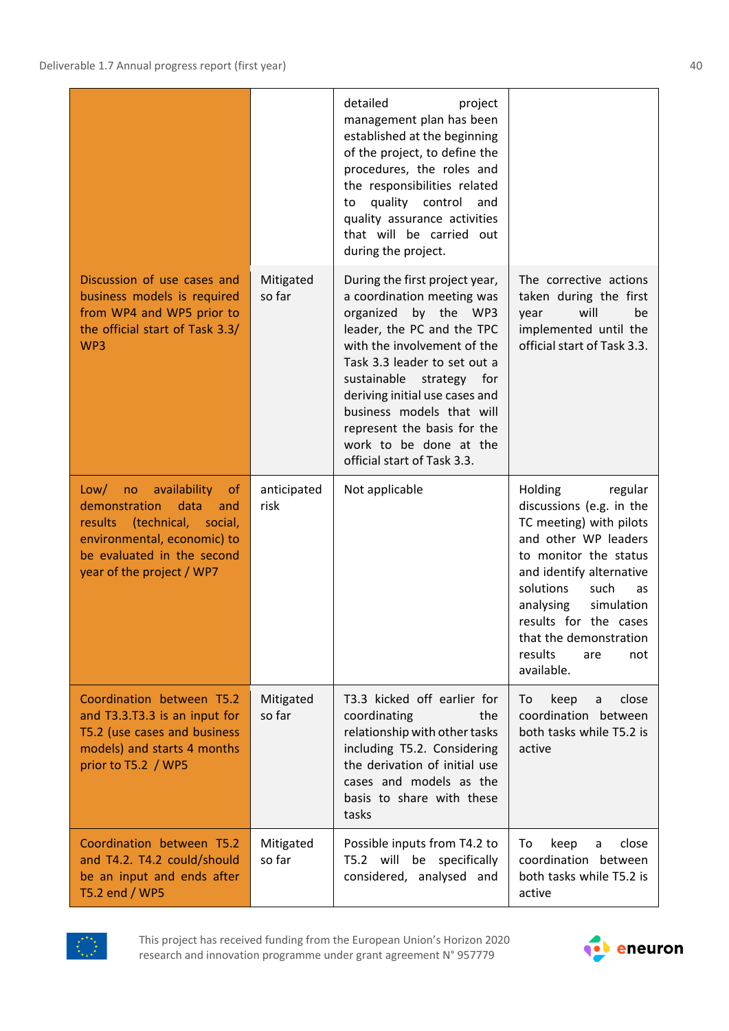| | | | |
|---|---|---|---|
| | | detailed project management plan has been established at the beginning of the project, to define the procedures, the roles and the responsibilities related to quality control and quality assurance activities that will be carried out during the project. | |
| Discussion of use cases and business models is required from WP4 and WP5 prior to the official start of Task 3.3/ WP3 | Mitigated so far | During the first project year, a coordination meeting was organized by the WP3 leader, the PC and the TPC with the involvement of the Task 3.3 leader to set out a sustainable strategy for deriving initial use cases and business models that will represent the basis for the work to be done at the official start of Task 3.3. | The corrective actions taken during the first year will be implemented until the official start of Task 3.3. |
| Low/ no availability of demonstration data and results (technical, social, environmental, economic) to be evaluated in the second year of the project / WP7 | anticipated risk | Not applicable | Holding regular discussions (e.g. in the TC meeting) with pilots and other WP leaders to monitor the status and identify alternative solutions such as analysing simulation results for the cases that the demonstration results are not available. |
| Coordination between T5.2 and T3.3.T3.3 is an input for T5.2 (use cases and business models) and starts 4 months prior to T5.2 / WP5 | Mitigated so far | T3.3 kicked off earlier for coordinating the relationship with other tasks including T5.2. Considering the derivation of initial use cases and models as the basis to share with these tasks | To keep a close coordination between both tasks while T5.2 is active |
| Coordination between T5.2 and T4.2. T4.2 could/should be an input and ends after T5.2 end / WP5 | Mitigated so far | Possible inputs from T4.2 to T5.2 will be specifically considered, analysed and | To keep a close coordination between both tasks while T5.2 is active |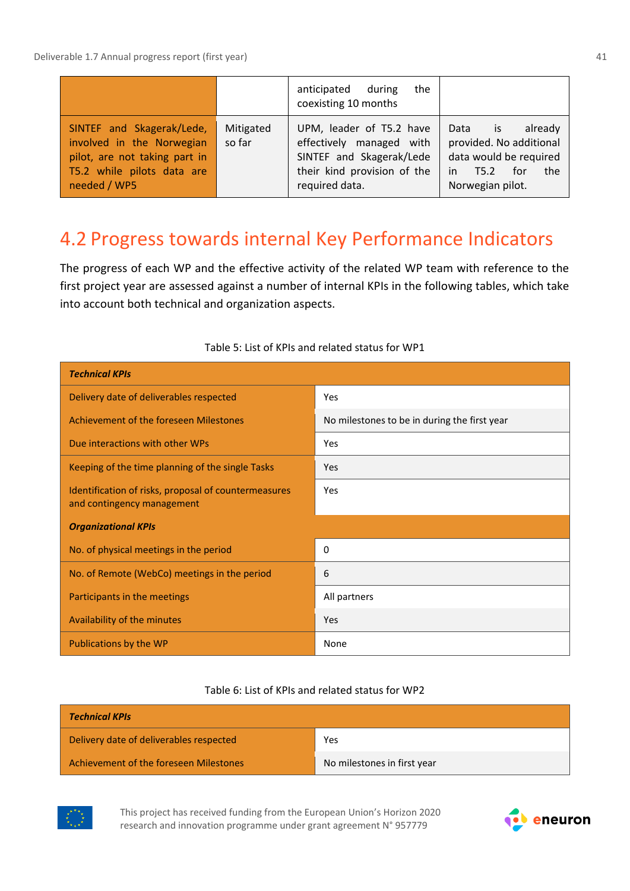| | | anticipated during the coexisting 10 months | |
|---|---|---|---|
| SINTEF and Skagerak/Lede, involved in the Norwegian pilot, are not taking part in T5.2 while pilots data are needed / WP5 | Mitigated so far | UPM, leader of T5.2 have effectively managed with SINTEF and Skagerak/Lede their kind provision of the required data. | Data is already provided. No additional data would be required in T5.2 for the Norwegian pilot. |

## 4.2 Progress towards internal Key Performance Indicators

The progress of each WP and the effective activity of the related WP team with reference to the first project year are assessed against a number of internal KPIs in the following tables, which take into account both technical and organization aspects.

Table 5: List of KPIs and related status for WP1

| ***Technical KPIs*** | |
|---|---|
| Delivery date of deliverables respected | Yes |
| Achievement of the foreseen Milestones | No milestones to be in during the first year |
| Due interactions with other WPs | Yes |
| Keeping of the time planning of the single Tasks | Yes |
| Identification of risks, proposal of countermeasures and contingency management | Yes |
| ***Organizational KPIs*** | |
| No. of physical meetings in the period | 0 |
| No. of Remote (WebCo) meetings in the period | 6 |
| Participants in the meetings | All partners |
| Availability of the minutes | Yes |
| Publications by the WP | None |

Table 6: List of KPIs and related status for WP2

| ***Technical KPIs*** | |
|---|---|
| Delivery date of deliverables respected | Yes |
| Achievement of the foreseen Milestones | No milestones in first year |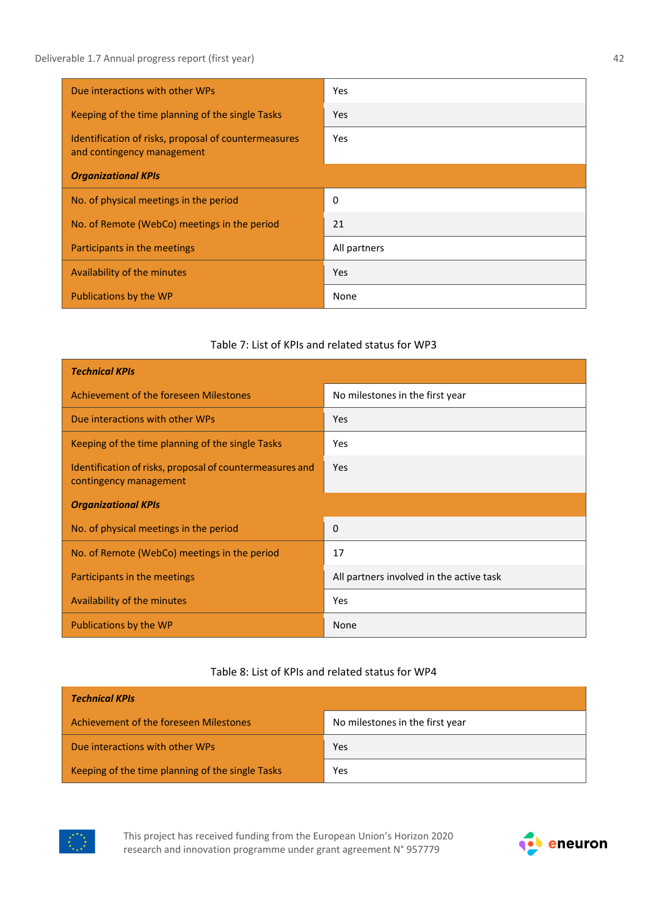| | |
|---|---|
| Due interactions with other WPs | Yes |
| Keeping of the time planning of the single Tasks | Yes |
| Identification of risks, proposal of countermeasures and contingency management | Yes |
| ***Organizational KPIs*** | |
| No. of physical meetings in the period | 0 |
| No. of Remote (WebCo) meetings in the period | 21 |
| Participants in the meetings | All partners |
| Availability of the minutes | Yes |
| Publications by the WP | None |

Table 7: List of KPIs and related status for WP3

| ***Technical KPIs*** | |
|---|---|
| Achievement of the foreseen Milestones | No milestones in the first year |
| Due interactions with other WPs | Yes |
| Keeping of the time planning of the single Tasks | Yes |
| Identification of risks, proposal of countermeasures and contingency management | Yes |
| ***Organizational KPIs*** | |
| No. of physical meetings in the period | 0 |
| No. of Remote (WebCo) meetings in the period | 17 |
| Participants in the meetings | All partners involved in the active task |
| Availability of the minutes | Yes |
| Publications by the WP | None |

Table 8: List of KPIs and related status for WP4

| ***Technical KPIs*** | |
|---|---|
| Achievement of the foreseen Milestones | No milestones in the first year |
| Due interactions with other WPs | Yes |
| Keeping of the time planning of the single Tasks | Yes |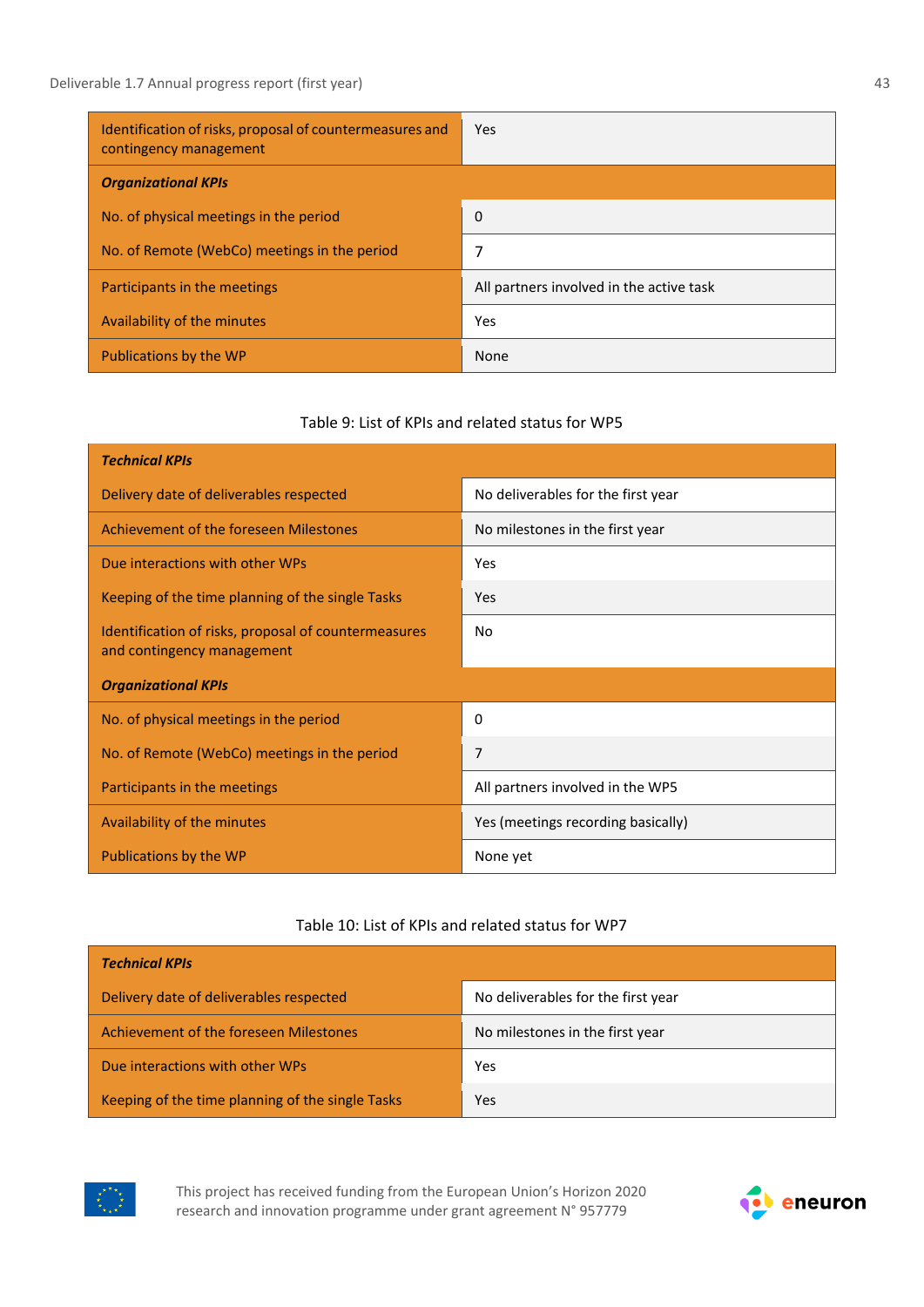| | |
|---|---|
| Identification of risks, proposal of countermeasures and contingency management | Yes |
| ***Organizational KPIs*** | |
| No. of physical meetings in the period | 0 |
| No. of Remote (WebCo) meetings in the period | 7 |
| Participants in the meetings | All partners involved in the active task |
| Availability of the minutes | Yes |
| Publications by the WP | None |

Table 9: List of KPIs and related status for WP5

| ***Technical KPIs*** | |
|---|---|
| Delivery date of deliverables respected | No deliverables for the first year |
| Achievement of the foreseen Milestones | No milestones in the first year |
| Due interactions with other WPs | Yes |
| Keeping of the time planning of the single Tasks | Yes |
| Identification of risks, proposal of countermeasures and contingency management | No |
| ***Organizational KPIs*** | |
| No. of physical meetings in the period | 0 |
| No. of Remote (WebCo) meetings in the period | 7 |
| Participants in the meetings | All partners involved in the WP5 |
| Availability of the minutes | Yes (meetings recording basically) |
| Publications by the WP | None yet |

Table 10: List of KPIs and related status for WP7

| ***Technical KPIs*** | |
|---|---|
| Delivery date of deliverables respected | No deliverables for the first year |
| Achievement of the foreseen Milestones | No milestones in the first year |
| Due interactions with other WPs | Yes |
| Keeping of the time planning of the single Tasks | Yes |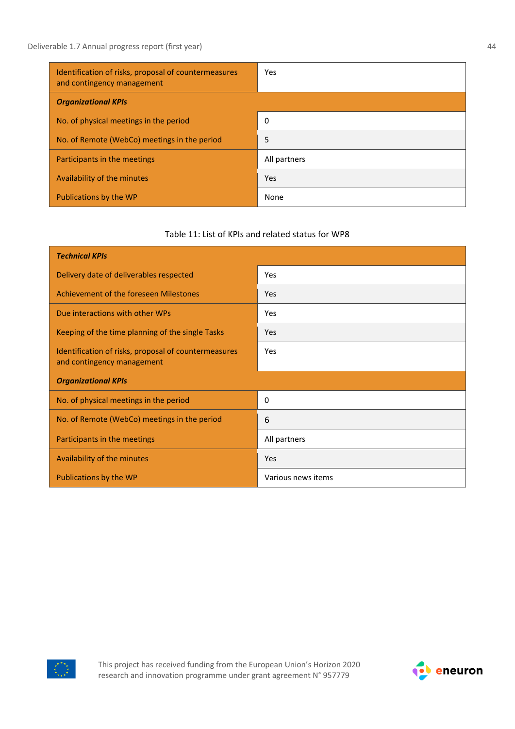| Identification of risks, proposal of countermeasures and contingency management | Yes |
|---|---|
| ***Organizational KPIs*** | |
| No. of physical meetings in the period | 0 |
| No. of Remote (WebCo) meetings in the period | 5 |
| Participants in the meetings | All partners |
| Availability of the minutes | Yes |
| Publications by the WP | None |

Table 11: List of KPIs and related status for WP8

| ***Technical KPIs*** | |
|---|---|
| Delivery date of deliverables respected | Yes |
| Achievement of the foreseen Milestones | Yes |
| Due interactions with other WPs | Yes |
| Keeping of the time planning of the single Tasks | Yes |
| Identification of risks, proposal of countermeasures and contingency management | Yes |
| ***Organizational KPIs*** | |
| No. of physical meetings in the period | 0 |
| No. of Remote (WebCo) meetings in the period | 6 |
| Participants in the meetings | All partners |
| Availability of the minutes | Yes |
| Publications by the WP | Various news items |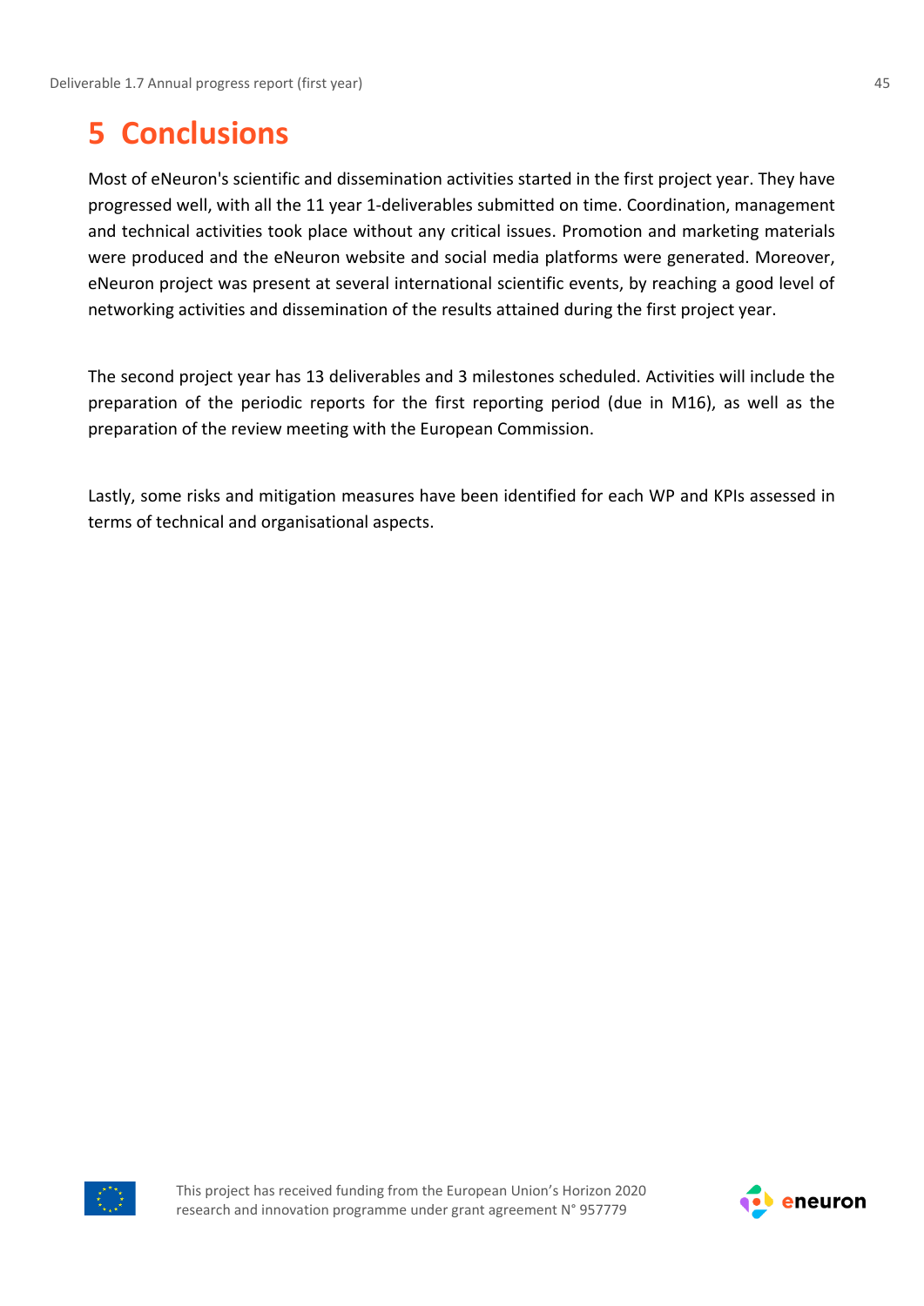# 5 Conclusions

Most of eNeuron's scientific and dissemination activities started in the first project year. They have progressed well, with all the 11 year 1-deliverables submitted on time. Coordination, management and technical activities took place without any critical issues. Promotion and marketing materials were produced and the eNeuron website and social media platforms were generated. Moreover, eNeuron project was present at several international scientific events, by reaching a good level of networking activities and dissemination of the results attained during the first project year.

The second project year has 13 deliverables and 3 milestones scheduled. Activities will include the preparation of the periodic reports for the first reporting period (due in M16), as well as the preparation of the review meeting with the European Commission.

Lastly, some risks and mitigation measures have been identified for each WP and KPIs assessed in terms of technical and organisational aspects.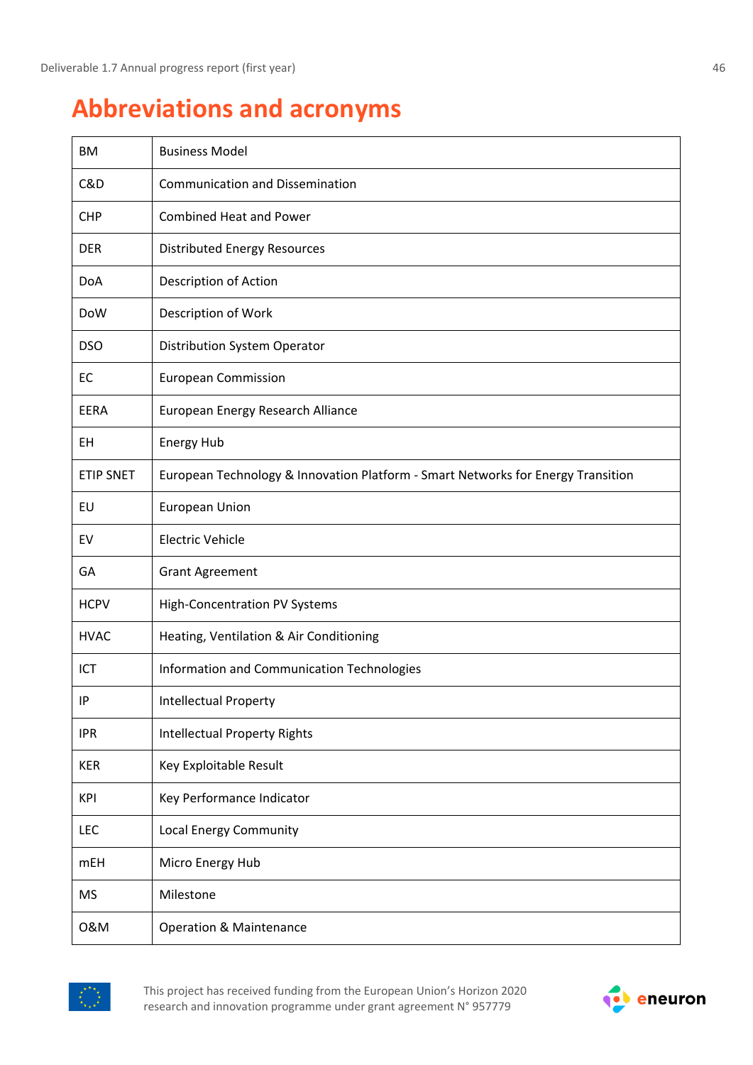# Abbreviations and acronyms

| | |
|---|---|
| BM | Business Model |
| C&D | Communication and Dissemination |
| CHP | Combined Heat and Power |
| DER | Distributed Energy Resources |
| DoA | Description of Action |
| DoW | Description of Work |
| DSO | Distribution System Operator |
| EC | European Commission |
| EERA | European Energy Research Alliance |
| EH | Energy Hub |
| ETIP SNET | European Technology & Innovation Platform - Smart Networks for Energy Transition |
| EU | European Union |
| EV | Electric Vehicle |
| GA | Grant Agreement |
| HCPV | High-Concentration PV Systems |
| HVAC | Heating, Ventilation & Air Conditioning |
| ICT | Information and Communication Technologies |
| IP | Intellectual Property |
| IPR | Intellectual Property Rights |
| KER | Key Exploitable Result |
| KPI | Key Performance Indicator |
| LEC | Local Energy Community |
| mEH | Micro Energy Hub |
| MS | Milestone |
| O&M | Operation & Maintenance |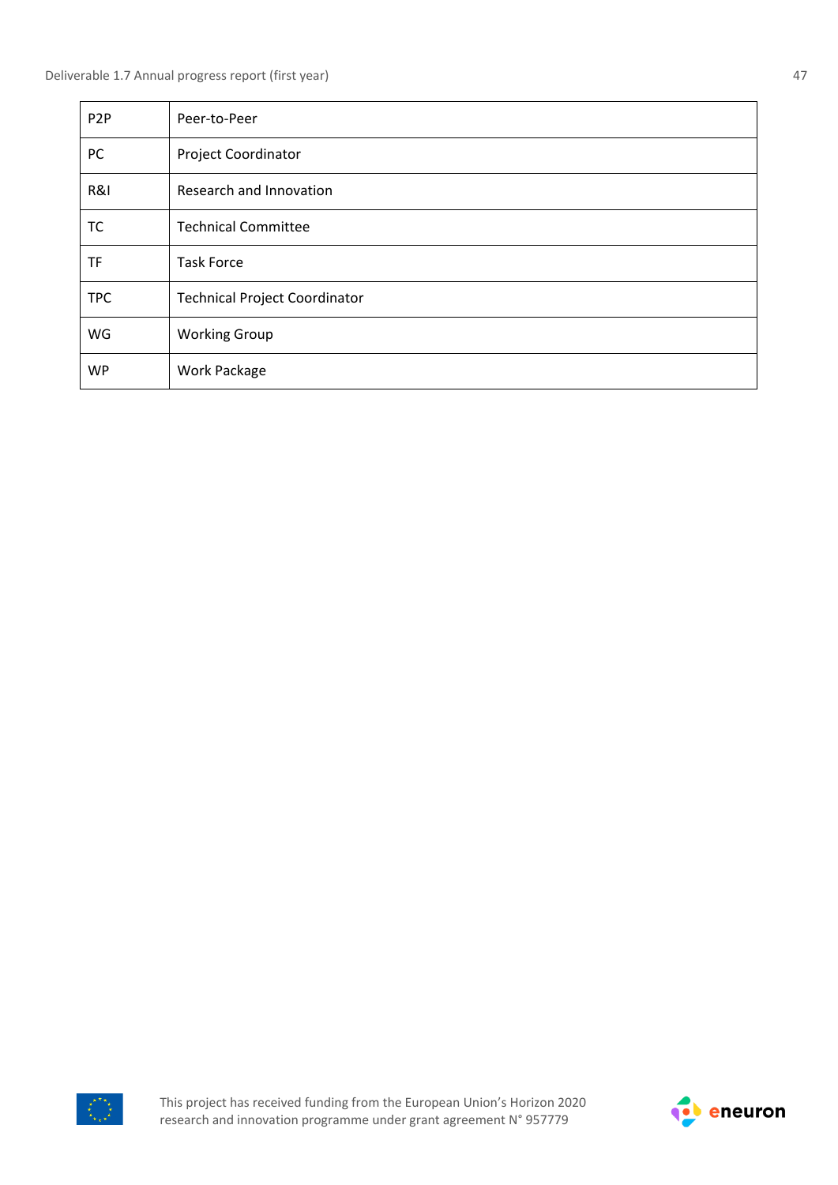| | |
|---|---|
| P2P | Peer-to-Peer |
| PC | Project Coordinator |
| R&I | Research and Innovation |
| TC | Technical Committee |
| TF | Task Force |
| TPC | Technical Project Coordinator |
| WG | Working Group |
| WP | Work Package |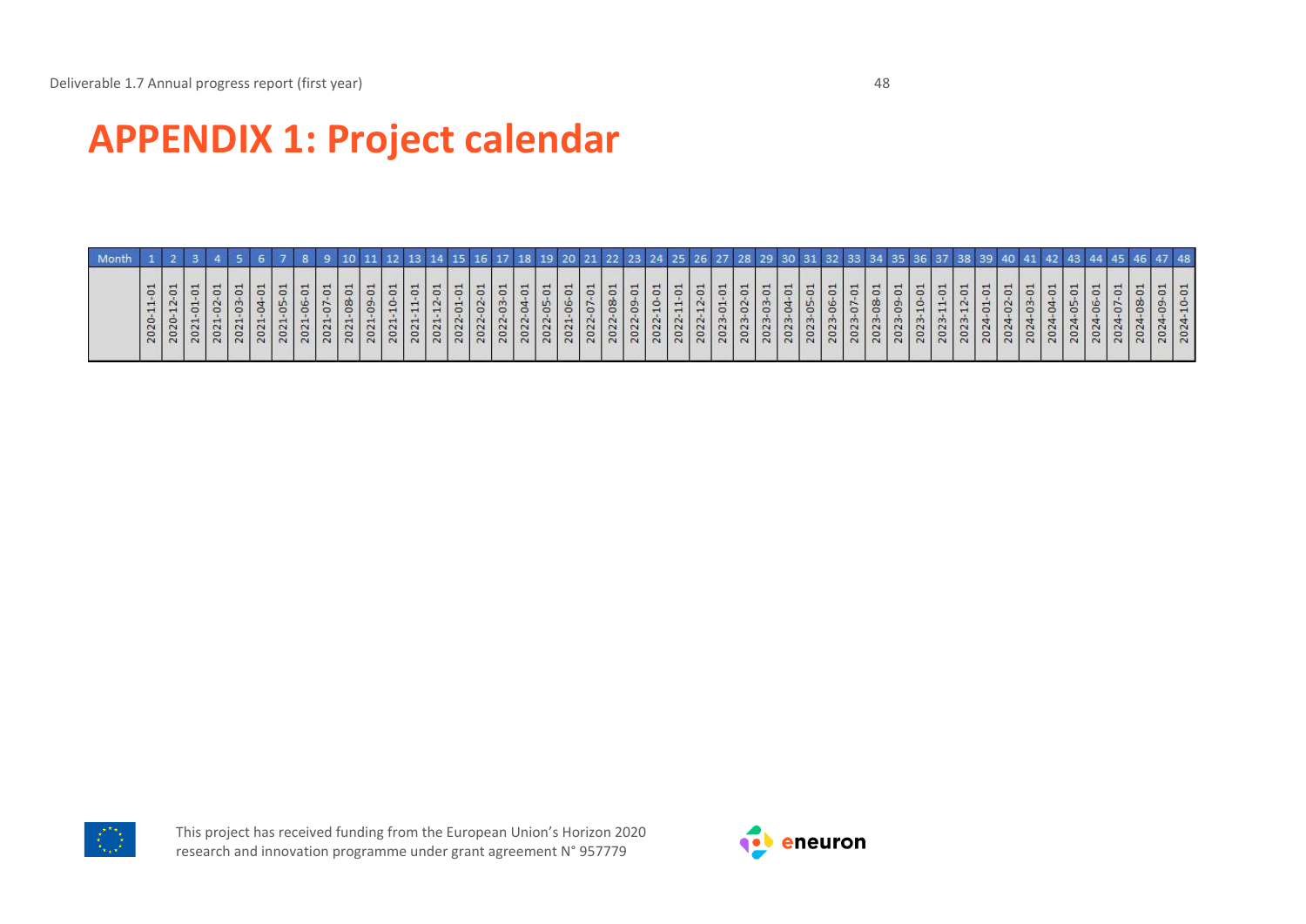# APPENDIX 1: Project calendar

| Month | 1 | 2 | 3 | 4 | 5 | 6 | 7 | 8 | 9 | 10 | 11 | 12 | 13 | 14 | 15 | 16 | 17 | 18 | 19 | 20 | 21 | 22 | 23 | 24 | 25 | 26 | 27 | 28 | 29 | 30 | 31 | 32 | 33 | 34 | 35 | 36 | 37 | 38 | 39 | 40 | 41 | 42 | 43 | 44 | 45 | 46 | 47 | 48 |
|---|---|---|---|---|---|---|---|---|---|---|---|---|---|---|---|---|---|---|---|---|---|---|---|---|---|---|---|---|---|---|---|---|---|---|---|---|---|---|---|---|---|---|---|---|---|---|---|---|
| | 2020-11-01 | 2020-12-01 | 2021-01-01 | 2021-02-01 | 2021-03-01 | 2021-04-01 | 2021-05-01 | 2021-06-01 | 2021-07-01 | 2021-08-01 | 2021-09-01 | 2021-10-01 | 2021-11-01 | 2021-12-01 | 2022-01-01 | 2022-02-01 | 2022-03-01 | 2022-04-01 | 2022-05-01 | 2021-06-01 | 2022-07-01 | 2022-08-01 | 2022-09-01 | 2022-10-01 | 2022-11-01 | 2022-12-01 | 2023-01-01 | 2023-02-01 | 2023-03-01 | 2023-04-01 | 2023-05-01 | 2023-06-01 | 2023-07-01 | 2023-08-01 | 2023-09-01 | 2023-10-01 | 2023-11-01 | 2023-12-01 | 2024-01-01 | 2024-02-01 | 2024-03-01 | 2024-04-01 | 2024-05-01 | 2024-06-01 | 2024-07-01 | 2024-08-01 | 2024-09-01 | 2024-10-01 |